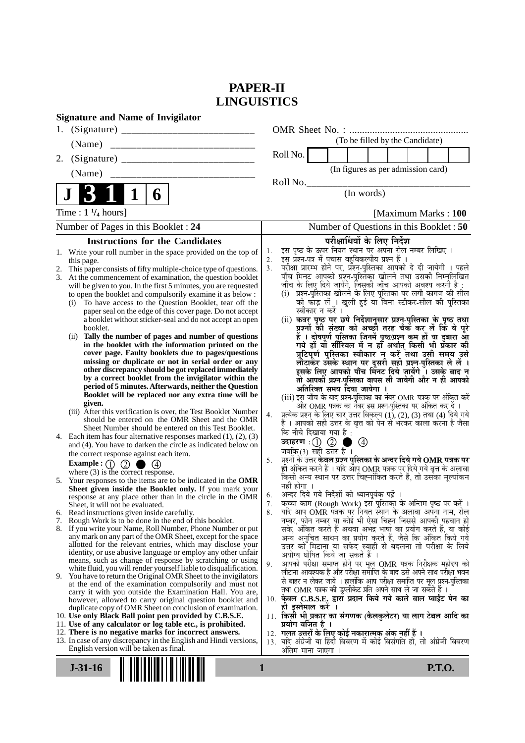# PAPER-II
# LINGUISTICS

**Signature and Name of Invigilator**

1. (Signature) __________________________

   (Name) __________________________

2. (Signature) __________________________

   (Name) __________________________

**J 3 1 1 6**

OMR Sheet No. : ...............................................

(To be filled by the Candidate)

Roll No. | | | | | | | | |

(In figures as per admission card)

Roll No.________________________________

(In words)

Time : **1 ¼ hours**] [Maximum Marks : **100**

Number of Pages in this Booklet : **24**

Number of Questions in this Booklet : **50**

## Instructions for the Candidates

1. Write your roll number in the space provided on the top of this page.
2. This paper consists of fifty multiple-choice type of questions.
3. At the commencement of examination, the question booklet will be given to you. In the first 5 minutes, you are requested to open the booklet and compulsorily examine it as below :
   (i) To have access to the Question Booklet, tear off the paper seal on the edge of this cover page. Do not accept a booklet without sticker-seal and do not accept an open booklet.
   (ii) **Tally the number of pages and number of questions in the booklet with the information printed on the cover page. Faulty booklets due to pages/questions missing or duplicate or not in serial order or any other discrepancy should be got replaced immediately by a correct booklet from the invigilator within the period of 5 minutes. Afterwards, neither the Question Booklet will be replaced nor any extra time will be given.**
   (iii) After this verification is over, the Test Booklet Number should be entered on the OMR Sheet and the OMR Sheet Number should be entered on this Test Booklet.
4. Each item has four alternative responses marked (1), (2), (3) and (4). You have to darken the circle as indicated below on the correct response against each item.

   **Example :** ① ② ● ④

   where (3) is the correct response.
5. Your responses to the items are to be indicated in the **OMR Sheet given inside the Booklet only.** If you mark your response at any place other than in the circle in the OMR Sheet, it will not be evaluated.
6. Read instructions given inside carefully.
7. Rough Work is to be done in the end of this booklet.
8. If you write your Name, Roll Number, Phone Number or put any mark on any part of the OMR Sheet, except for the space allotted for the relevant entries, which may disclose your identity, or use abusive language or employ any other unfair means, such as change of response by scratching or using white fluid, you will render yourself liable to disqualification.
9. You have to return the Original OMR Sheet to the invigilators at the end of the examination compulsorily and must not carry it with you outside the Examination Hall. You are, however, allowed to carry original question booklet and duplicate copy of OMR Sheet on conclusion of examination.
10. **Use only Black Ball point pen provided by C.B.S.E.**
11. **Use of any calculator or log table etc., is prohibited.**
12. **There is no negative marks for incorrect answers.**
13. In case of any discrepancy in the English and Hindi versions, English version will be taken as final.

## परीक्षार्थियों के लिए निर्देश

1. इस पृष्ठ के ऊपर नियत स्थान पर अपना रोल नम्बर लिखिए ।
2. इस प्रश्न-पत्र में पचास बहुविकल्पीय प्रश्न हैं ।
3. परीक्षा प्रारम्भ होने पर, प्रश्न-पुस्तिका आपको दे दी जायेगी । पहले पाँच मिनट आपको प्रश्न-पुस्तिका खोलने तथा उसकी निम्नलिखित जाँच के लिए दिये जायेंगे, जिसकी जाँच आपको अवश्य करनी है :
   (i) प्रश्न-पुस्तिका खोलने के लिए पुस्तिका पर लगी कागज की सील को फाड़ लें । खुली हुई या बिना स्टीकर-सील की पुस्तिका स्वीकार न करें ।
   (ii) **कवर पृष्ठ पर छपे निर्देशानुसार प्रश्न-पुस्तिका के पृष्ठ तथा प्रश्नों की संख्या को अच्छी तरह चैक कर लें कि ये पूरे हैं । दोषपूर्ण पुस्तिका जिनमें पृष्ठ/प्रश्न कम हों या दुबारा आ गये हों या सीरियल में न हों अर्थात् किसी भी प्रकार की त्रुटिपूर्ण पुस्तिका स्वीकार न करें तथा उसी समय उसे लौटाकर उसके स्थान पर दूसरी सही प्रश्न-पुस्तिका ले लें । इसके लिए आपको पाँच मिनट दिये जायेंगे । उसके बाद न तो आपकी प्रश्न-पुस्तिका वापस ली जायेगी और न ही आपको अतिरिक्त समय दिया जायेगा ।**
   (iii) इस जाँच के बाद प्रश्न-पुस्तिका का नंबर OMR पत्रक पर अंकित करें और OMR पत्रक का नंबर इस प्रश्न-पुस्तिका पर अंकित कर दें ।
4. प्रत्येक प्रश्न के लिए चार उत्तर विकल्प (1), (2), (3) तथा (4) दिये गये हैं । आपको सही उत्तर के वृत्त को पेन से भरकर काला करना है जैसा कि नीचे दिखाया गया है :

   **उदाहरण :** ① ② ● ④

   जबकि (3) सही उत्तर है ।
5. प्रश्नों के उत्तर **केवल प्रश्न पुस्तिका के अन्दर दिये गये OMR पत्रक पर ही** अंकित करने हैं । यदि आप OMR पत्रक पर दिये गये वृत्त के अलावा किसी अन्य स्थान पर उत्तर चिह्नांकित करते हैं, तो उसका मूल्यांकन नहीं होगा ।
6. अन्दर दिये गये निर्देशों को ध्यानपूर्वक पढ़ें ।
7. कच्चा काम (Rough Work) इस पुस्तिका के अन्तिम पृष्ठ पर करें ।
8. यदि आप OMR पत्रक पर नियत स्थान के अलावा अपना नाम, रोल नम्बर, फोन नम्बर या कोई भी ऐसा चिह्न जिससे आपकी पहचान हो सके, अंकित करते हैं अथवा अभद्र भाषा का प्रयोग करते हैं, या कोई अन्य अनुचित साधन का प्रयोग करते हैं, जैसे कि अंकित किये गये उत्तर को मिटाना या सफेद स्याही से बदलना तो परीक्षा के लिये अयोग्य घोषित किये जा सकते हैं ।
9. आपको परीक्षा समाप्त होने पर मूल OMR पत्रक निरीक्षक महोदय को लौटाना आवश्यक है और परीक्षा समाप्ति के बाद उसे अपने साथ परीक्षा भवन से बाहर न लेकर जायें । हालांकि आप परीक्षा समाप्ति पर मूल प्रश्न-पुस्तिका तथा OMR पत्रक की डुप्लीकेट प्रति अपने साथ ले जा सकते हैं ।
10. **केवल C.B.S.E. द्वारा प्रदान किये गये काले बाल प्वाईंट पेन का ही इस्तेमाल करें ।**
11. **किसी भी प्रकार का संगणक (कैलकुलेटर) या लाग टेबल आदि का प्रयोग वर्जित है ।**
12. **गलत उत्तरों के लिए कोई नकारात्मक अंक नहीं हैं ।**
13. यदि अंग्रेजी या हिंदी विवरण में कोई विसंगति हो, तो अंग्रेजी विवरण अंतिम माना जाएगा ।

**J-31-16** **P.T.O.**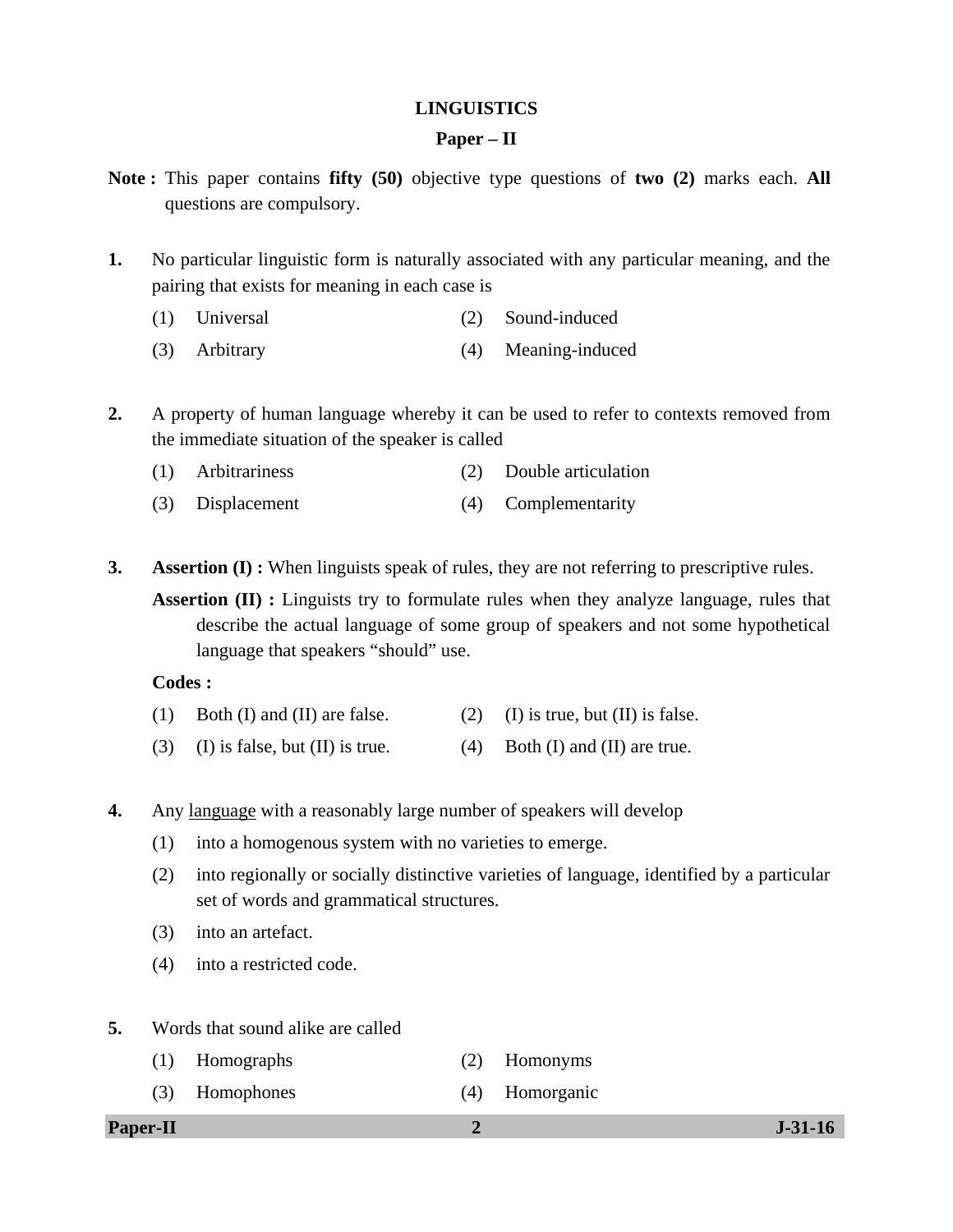# LINGUISTICS

## Paper – II

**Note :** This paper contains **fifty (50)** objective type questions of **two (2)** marks each. **All** questions are compulsory.

**1.** No particular linguistic form is naturally associated with any particular meaning, and the pairing that exists for meaning in each case is

(1) Universal
(2) Sound-induced
(3) Arbitrary
(4) Meaning-induced

**2.** A property of human language whereby it can be used to refer to contexts removed from the immediate situation of the speaker is called

(1) Arbitrariness
(2) Double articulation
(3) Displacement
(4) Complementarity

**3.** **Assertion (I) :** When linguists speak of rules, they are not referring to prescriptive rules.

**Assertion (II) :** Linguists try to formulate rules when they analyze language, rules that describe the actual language of some group of speakers and not some hypothetical language that speakers "should" use.

**Codes :**

(1) Both (I) and (II) are false.
(2) (I) is true, but (II) is false.
(3) (I) is false, but (II) is true.
(4) Both (I) and (II) are true.

**4.** Any <u>language</u> with a reasonably large number of speakers will develop

(1) into a homogenous system with no varieties to emerge.
(2) into regionally or socially distinctive varieties of language, identified by a particular set of words and grammatical structures.
(3) into an artefact.
(4) into a restricted code.

**5.** Words that sound alike are called

(1) Homographs
(2) Homonyms
(3) Homophones
(4) Homorganic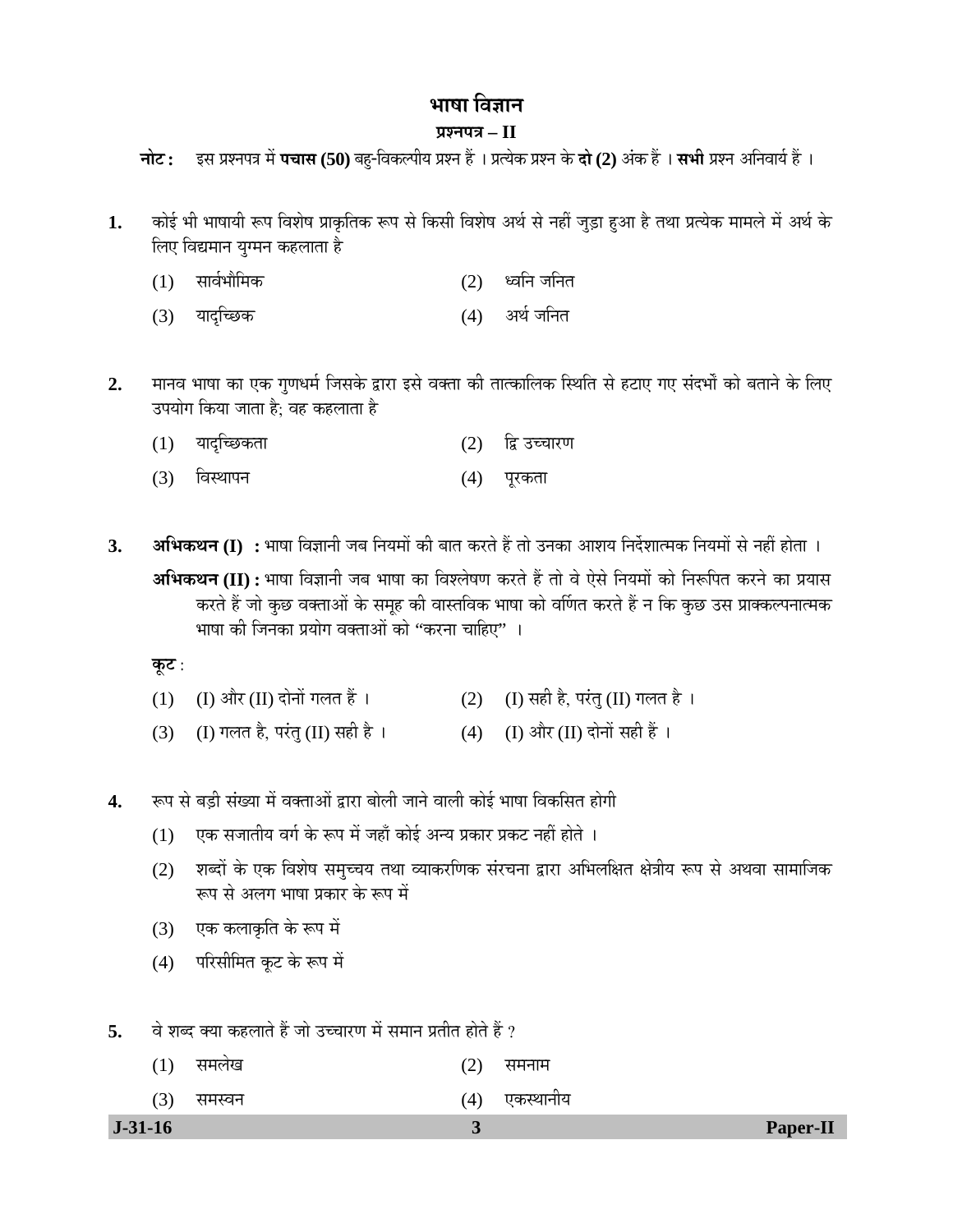# भाषा विज्ञान

## प्रश्नपत्र – II

**नोट :** इस प्रश्नपत्र में **पचास (50)** बहु-विकल्पीय प्रश्न हैं । प्रत्येक प्रश्न के **दो (2)** अंक हैं । **सभी** प्रश्न अनिवार्य हैं ।

**1.** कोई भी भाषायी रूप विशेष प्राकृतिक रूप से किसी विशेष अर्थ से नहीं जुड़ा हुआ है तथा प्रत्येक मामले में अर्थ के लिए विद्यमान युग्मन कहलाता है

(1) सार्वभौमिक
(2) ध्वनि जनित
(3) यादृच्छिक
(4) अर्थ जनित

**2.** मानव भाषा का एक गुणधर्म जिसके द्वारा इसे वक्ता की तात्कालिक स्थिति से हटाए गए संदर्भों को बताने के लिए उपयोग किया जाता है; वह कहलाता है

(1) यादृच्छिकता
(2) द्वि उच्चारण
(3) विस्थापन
(4) पूरकता

**3.** **अभिकथन (I) :** भाषा विज्ञानी जब नियमों की बात करते हैं तो उनका आशय निर्देशात्मक नियमों से नहीं होता ।

**अभिकथन (II) :** भाषा विज्ञानी जब भाषा का विश्लेषण करते हैं तो वे ऐसे नियमों को निरूपित करने का प्रयास करते हैं जो कुछ वक्ताओं के समूह की वास्तविक भाषा को वर्णित करते हैं न कि कुछ उस प्राक्कल्पनात्मक भाषा की जिनका प्रयोग वक्ताओं को "करना चाहिए" ।

**कूट :**

(1) (I) और (II) दोनों गलत हैं ।
(2) (I) सही है, परंतु (II) गलत है ।
(3) (I) गलत है, परंतु (II) सही है ।
(4) (I) और (II) दोनों सही हैं ।

**4.** रूप से बड़ी संख्या में वक्ताओं द्वारा बोली जाने वाली कोई भाषा विकसित होगी

(1) एक सजातीय वर्ग के रूप में जहाँ कोई अन्य प्रकार प्रकट नहीं होते ।
(2) शब्दों के एक विशेष समुच्चय तथा व्याकरणिक संरचना द्वारा अभिलक्षित क्षेत्रीय रूप से अथवा सामाजिक रूप से अलग भाषा प्रकार के रूप में
(3) एक कलाकृति के रूप में
(4) परिसीमित कूट के रूप में

**5.** वे शब्द क्या कहलाते हैं जो उच्चारण में समान प्रतीत होते हैं ?

(1) समलेख
(2) समनाम
(3) समस्वन
(4) एकस्थानीय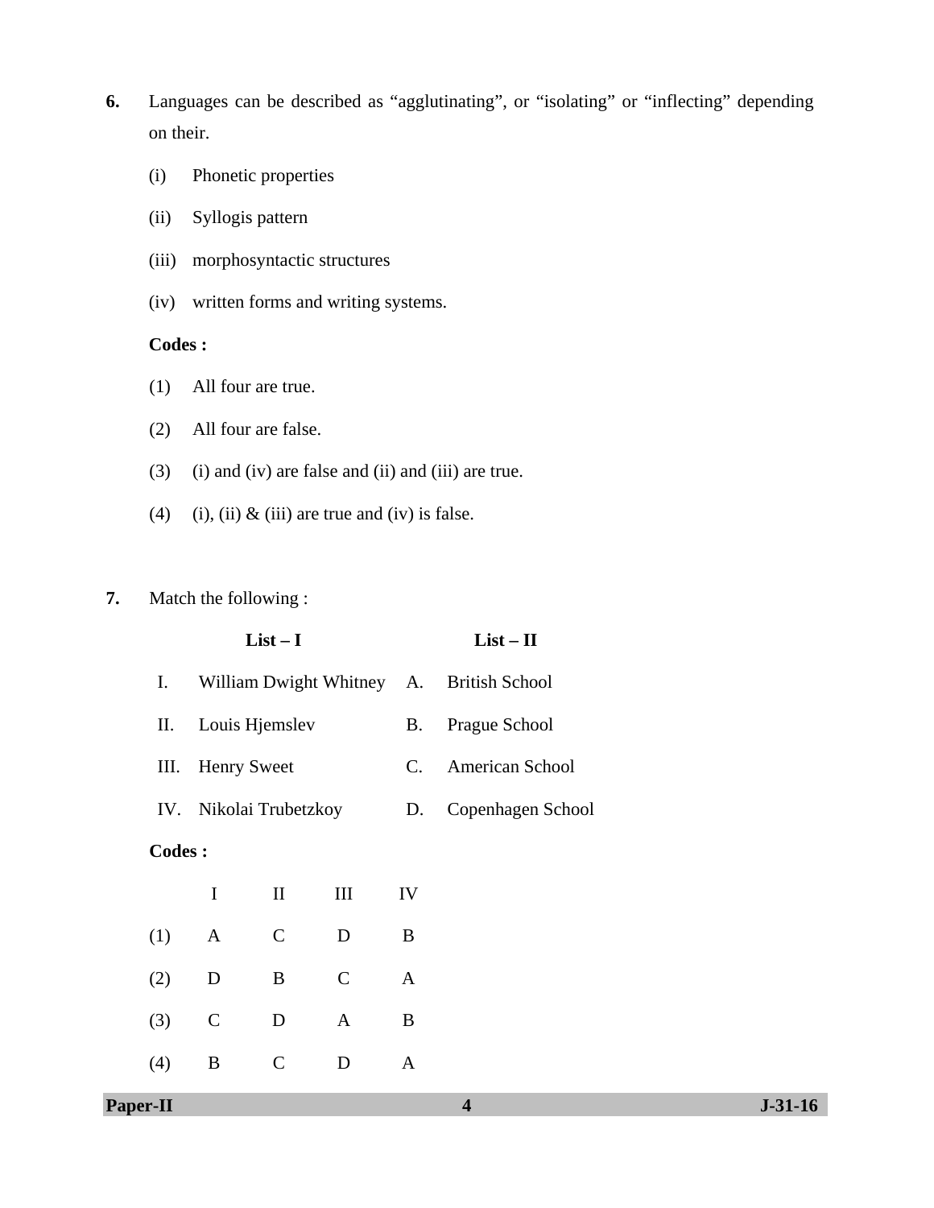**6.** Languages can be described as "agglutinating", or "isolating" or "inflecting" depending on their.

(i) Phonetic properties

(ii) Syllogis pattern

(iii) morphosyntactic structures

(iv) written forms and writing systems.

**Codes :**

(1) All four are true.

(2) All four are false.

(3) (i) and (iv) are false and (ii) and (iii) are true.

(4) (i), (ii) & (iii) are true and (iv) is false.

**7.** Match the following :

| | **List – I** | | **List – II** |
|---|---|---|---|
| I. | William Dwight Whitney | A. | British School |
| II. | Louis Hjemslev | B. | Prague School |
| III. | Henry Sweet | C. | American School |
| IV. | Nikolai Trubetzkoy | D. | Copenhagen School |

**Codes :**

| | I | II | III | IV |
|---|---|---|---|---|
| (1) | A | C | D | B |
| (2) | D | B | C | A |
| (3) | C | D | A | B |
| (4) | B | C | D | A |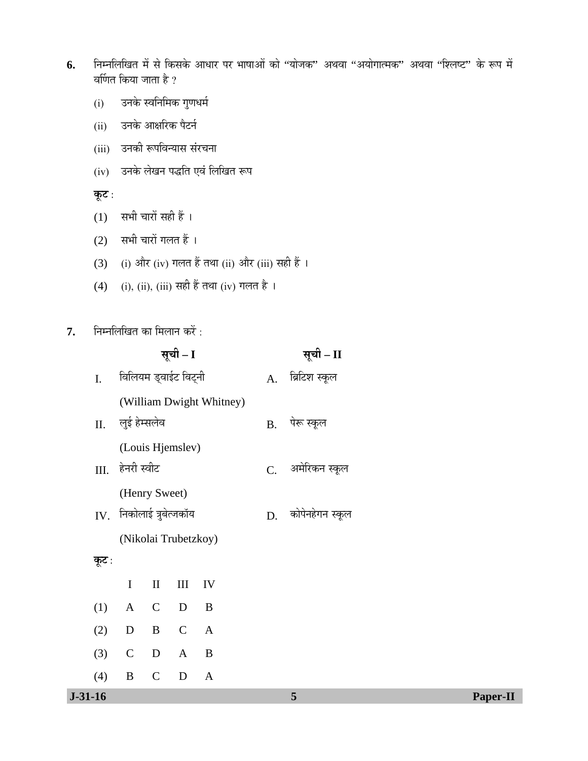6. निम्नलिखित में से किसके आधार पर भाषाओं को "योजक" अथवा "अयोगात्मक" अथवा "श्लिष्ट" के रूप में वर्णित किया जाता है ?

   (i) उनके स्वनिमिक गुणधर्म

   (ii) उनके आक्षरिक पैटर्न

   (iii) उनकी रूपविन्यास संरचना

   (iv) उनके लेखन पद्धति एवं लिखित रूप

   **कूट** :

   (1) सभी चारों सही हैं ।

   (2) सभी चारों गलत हैं ।

   (3) (i) और (iv) गलत हैं तथा (ii) और (iii) सही हैं ।

   (4) (i), (ii), (iii) सही हैं तथा (iv) गलत है ।

7. निम्नलिखित का मिलान करें :

| | सूची – I | | सूची – II |
|---|---|---|---|
| I. | विलियम ड्वाईट विट्नी (William Dwight Whitney) | A. | ब्रिटिश स्कूल |
| II. | लुई हेम्सलेव (Louis Hjemslev) | B. | पेरू स्कूल |
| III. | हेनरी स्वीट (Henry Sweet) | C. | अमेरिकन स्कूल |
| IV. | निकोलाई त्रुबेत्जकॉय (Nikolai Trubetzkoy) | D. | कोपेनहेगन स्कूल |

   **कूट** :

| | I | II | III | IV |
|---|---|---|---|---|
| (1) | A | C | D | B |
| (2) | D | B | C | A |
| (3) | C | D | A | B |
| (4) | B | C | D | A |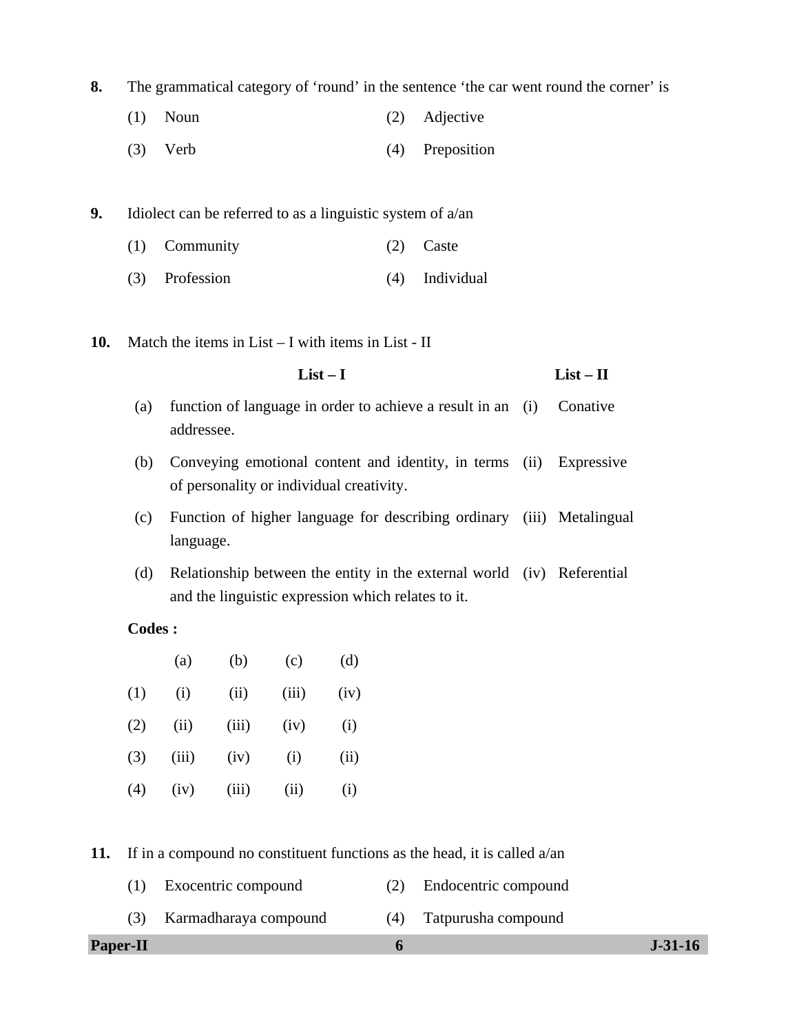8. The grammatical category of 'round' in the sentence 'the car went round the corner' is

(1) Noun (2) Adjective

(3) Verb (4) Preposition

9. Idiolect can be referred to as a linguistic system of a/an

(1) Community (2) Caste

(3) Profession (4) Individual

10. Match the items in List – I with items in List - II

| | List – I | | List – II |
|---|---|---|---|
| (a) | function of language in order to achieve a result in an addressee. | (i) | Conative |
| (b) | Conveying emotional content and identity, in terms of personality or individual creativity. | (ii) | Expressive |
| (c) | Function of higher language for describing ordinary language. | (iii) | Metalingual |
| (d) | Relationship between the entity in the external world and the linguistic expression which relates to it. | (iv) | Referential |

**Codes :**

| | (a) | (b) | (c) | (d) |
|---|---|---|---|---|
| (1) | (i) | (ii) | (iii) | (iv) |
| (2) | (ii) | (iii) | (iv) | (i) |
| (3) | (iii) | (iv) | (i) | (ii) |
| (4) | (iv) | (iii) | (ii) | (i) |

11. If in a compound no constituent functions as the head, it is called a/an

(1) Exocentric compound (2) Endocentric compound

(3) Karmadharaya compound (4) Tatpurusha compound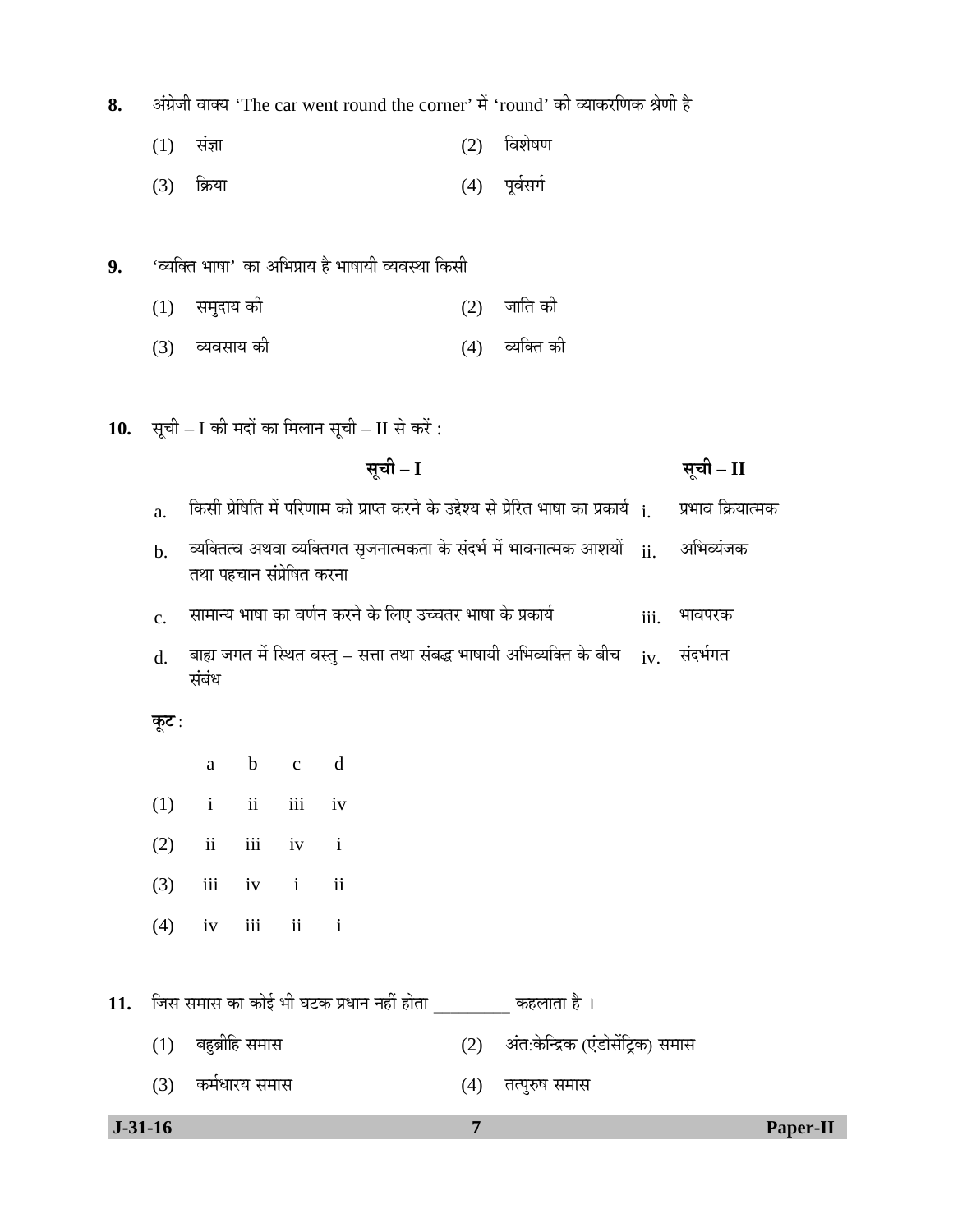**8.** अंग्रेजी वाक्य 'The car went round the corner' में 'round' की व्याकरणिक श्रेणी है

(1) संज्ञा (2) विशेषण

(3) क्रिया (4) पूर्वसर्ग

**9.** 'व्यक्ति भाषा' का अभिप्राय है भाषायी व्यवस्था किसी

(1) समुदाय की (2) जाति की

(3) व्यवसाय की (4) व्यक्ति की

**10.** सूची – I की मदों का मिलान सूची – II से करें :

| | सूची – I | | सूची – II |
|---|---|---|---|
| a. | किसी प्रेषिति में परिणाम को प्राप्त करने के उद्देश्य से प्रेरित भाषा का प्रकार्य | i. | प्रभाव क्रियात्मक |
| b. | व्यक्तित्व अथवा व्यक्तिगत सृजनात्मकता के संदर्भ में भावनात्मक आशयों तथा पहचान संप्रेषित करना | ii. | अभिव्यंजक |
| c. | सामान्य भाषा का वर्णन करने के लिए उच्चतर भाषा के प्रकार्य | iii. | भावपरक |
| d. | बाह्य जगत में स्थित वस्तु – सत्ता तथा संबद्ध भाषायी अभिव्यक्ति के बीच संबंध | iv. | संदर्भगत |

**कूट :**

| | a | b | c | d |
|---|---|---|---|---|
| (1) | i | ii | iii | iv |
| (2) | ii | iii | iv | i |
| (3) | iii | iv | i | ii |
| (4) | iv | iii | ii | i |

**11.** जिस समास का कोई भी घटक प्रधान नहीं होता _________ कहलाता है ।

(1) बहुब्रीहि समास (2) अंत:केन्द्रिक (एंडोसेंट्रिक) समास

(3) कर्मधारय समास (4) तत्पुरुष समास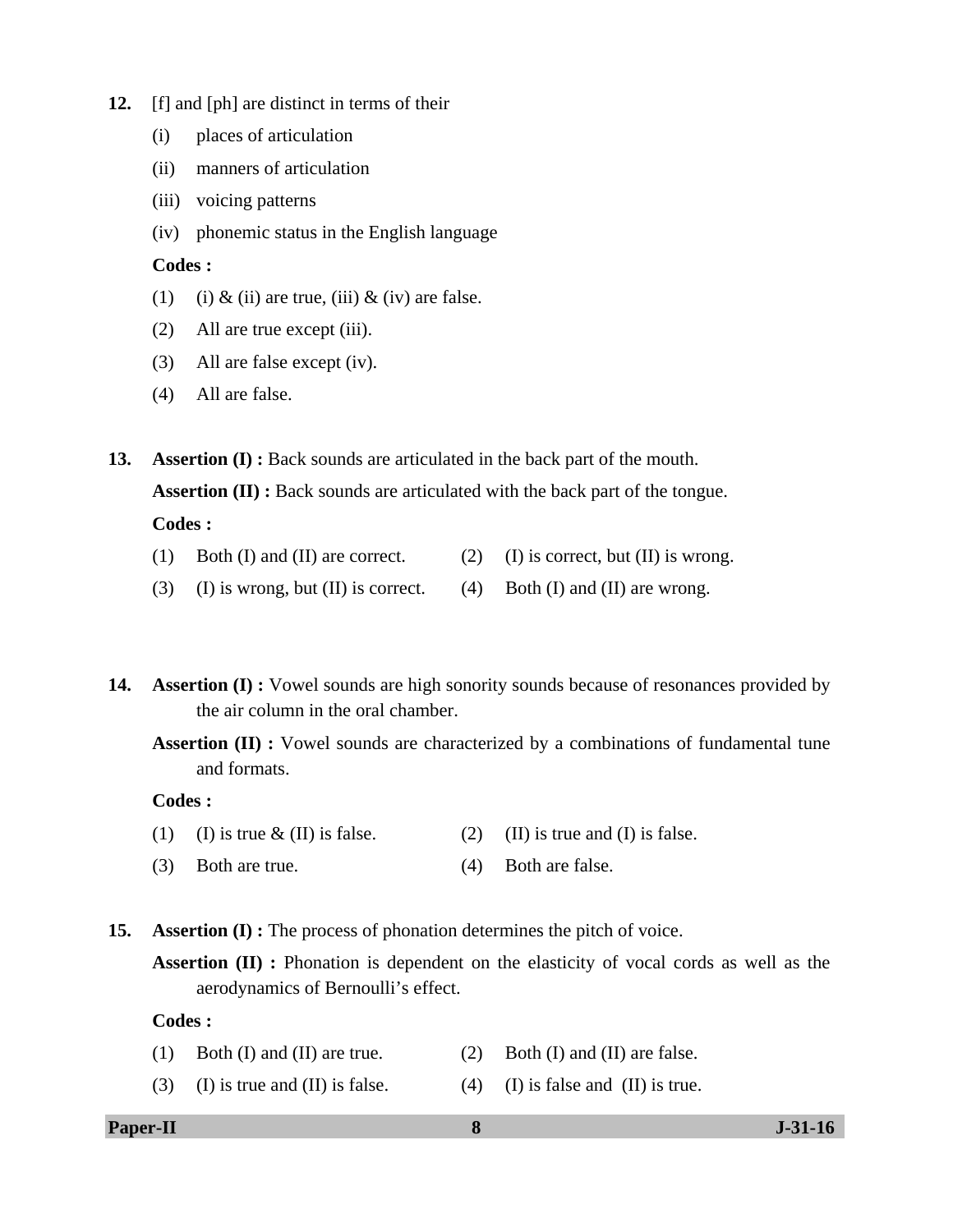**12.** [f] and [ph] are distinct in terms of their

(i) places of articulation

(ii) manners of articulation

(iii) voicing patterns

(iv) phonemic status in the English language

**Codes :**

(1) (i) & (ii) are true, (iii) & (iv) are false.

(2) All are true except (iii).

(3) All are false except (iv).

(4) All are false.

**13.** **Assertion (I) :** Back sounds are articulated in the back part of the mouth.

**Assertion (II) :** Back sounds are articulated with the back part of the tongue.

**Codes :**

(1) Both (I) and (II) are correct.

(2) (I) is correct, but (II) is wrong.

(3) (I) is wrong, but (II) is correct.

(4) Both (I) and (II) are wrong.

**14.** **Assertion (I) :** Vowel sounds are high sonority sounds because of resonances provided by the air column in the oral chamber.

**Assertion (II) :** Vowel sounds are characterized by a combinations of fundamental tune and formats.

**Codes :**

(1) (I) is true & (II) is false.

(2) (II) is true and (I) is false.

(3) Both are true.

(4) Both are false.

**15.** **Assertion (I) :** The process of phonation determines the pitch of voice.

**Assertion (II) :** Phonation is dependent on the elasticity of vocal cords as well as the aerodynamics of Bernoulli's effect.

**Codes :**

(1) Both (I) and (II) are true.

(2) Both (I) and (II) are false.

(3) (I) is true and (II) is false.

(4) (I) is false and (II) is true.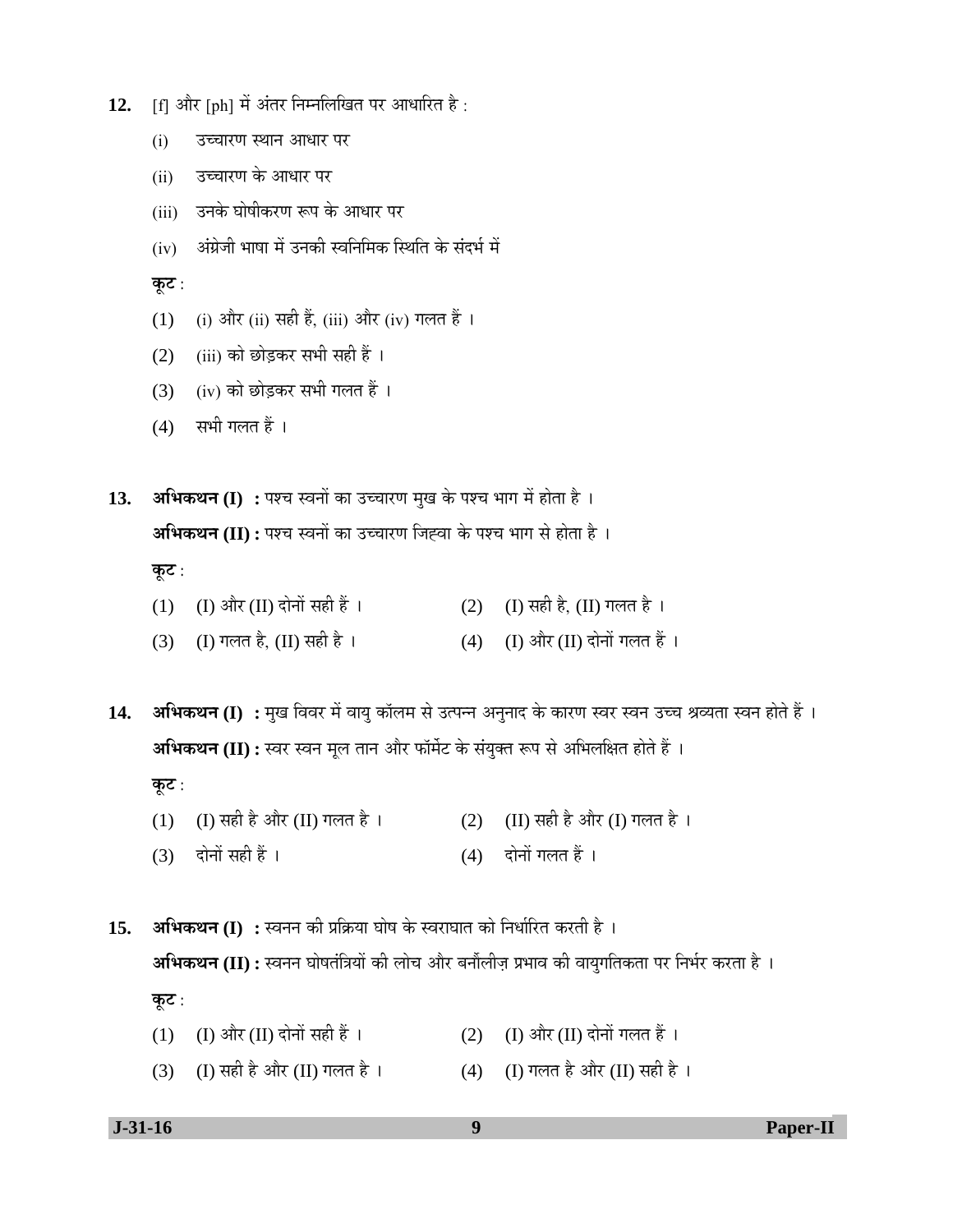12. [f] और [ph] में अंतर निम्नलिखित पर आधारित है :

    (i) उच्चारण स्थान आधार पर

    (ii) उच्चारण के आधार पर

    (iii) उनके घोषीकरण रूप के आधार पर

    (iv) अंग्रेजी भाषा में उनकी स्वनिमिक स्थिति के संदर्भ में

    **कूट** :

    (1) (i) और (ii) सही हैं, (iii) और (iv) गलत हैं ।

    (2) (iii) को छोड़कर सभी सही हैं ।

    (3) (iv) को छोड़कर सभी गलत हैं ।

    (4) सभी गलत हैं ।

13. **अभिकथन (I) :** पश्च स्वनों का उच्चारण मुख के पश्च भाग में होता है ।

    **अभिकथन (II) :** पश्च स्वनों का उच्चारण जिह्वा के पश्च भाग से होता है ।

    **कूट** :

    (1) (I) और (II) दोनों सही हैं ।

    (2) (I) सही है, (II) गलत है ।

    (3) (I) गलत है, (II) सही है ।

    (4) (I) और (II) दोनों गलत हैं ।

14. **अभिकथन (I) :** मुख विवर में वायु कॉलम से उत्पन्न अनुनाद के कारण स्वर स्वन उच्च श्रव्यता स्वन होते हैं ।

    **अभिकथन (II) :** स्वर स्वन मूल तान और फॉर्मेट के संयुक्त रूप से अभिलक्षित होते हैं ।

    **कूट** :

    (1) (I) सही है और (II) गलत है ।

    (2) (II) सही है और (I) गलत है ।

    (3) दोनों सही हैं ।

    (4) दोनों गलत हैं ।

15. **अभिकथन (I) :** स्वनन की प्रक्रिया घोष के स्वराघात को निर्धारित करती है ।

    **अभिकथन (II) :** स्वनन घोषतंत्रियों की लोच और बर्नौलीज़ प्रभाव की वायुगतिकता पर निर्भर करता है ।

    **कूट** :

    (1) (I) और (II) दोनों सही हैं ।

    (2) (I) और (II) दोनों गलत हैं ।

    (3) (I) सही है और (II) गलत है ।

    (4) (I) गलत है और (II) सही है ।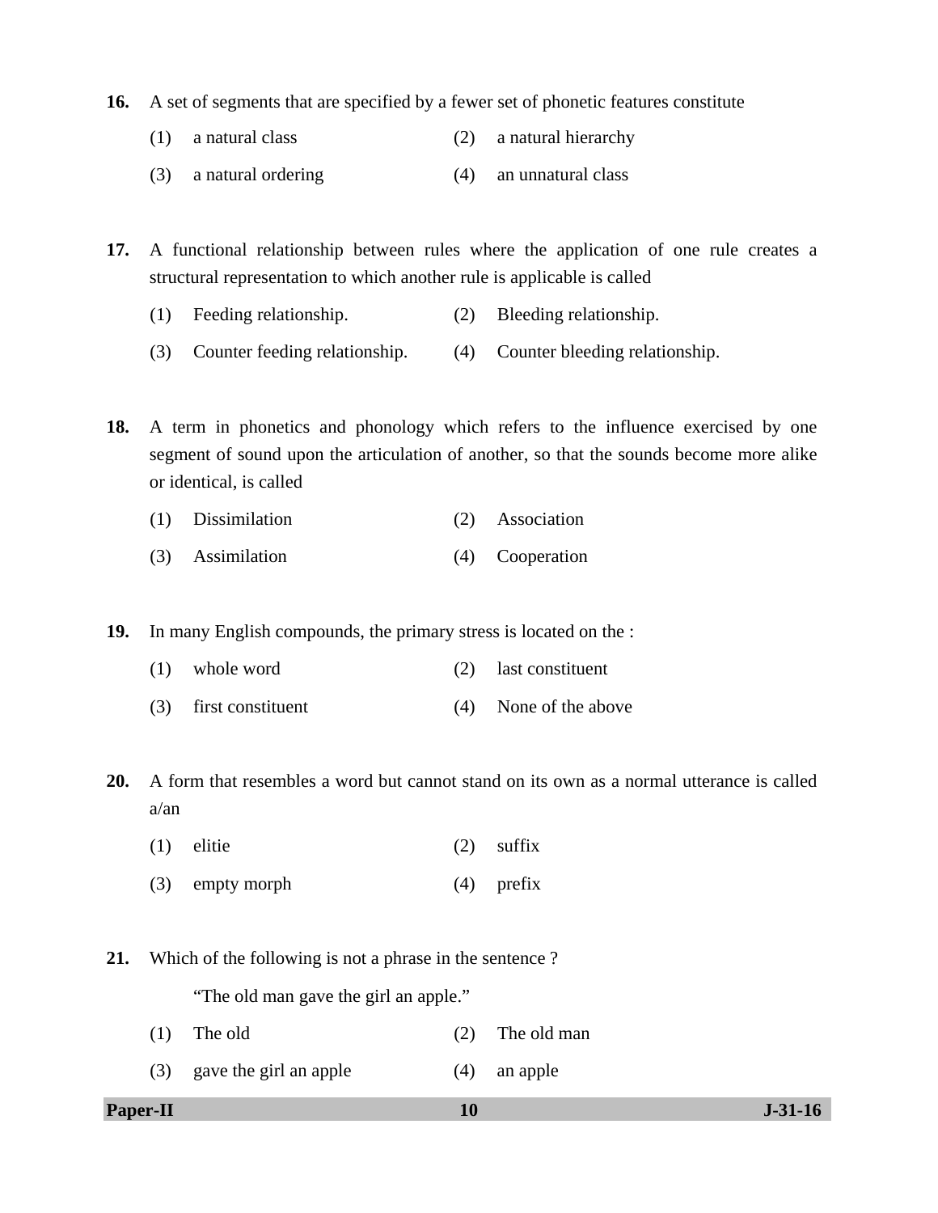**16.** A set of segments that are specified by a fewer set of phonetic features constitute

(1) a natural class (2) a natural hierarchy

(3) a natural ordering (4) an unnatural class

**17.** A functional relationship between rules where the application of one rule creates a structural representation to which another rule is applicable is called

(1) Feeding relationship. (2) Bleeding relationship.

(3) Counter feeding relationship. (4) Counter bleeding relationship.

**18.** A term in phonetics and phonology which refers to the influence exercised by one segment of sound upon the articulation of another, so that the sounds become more alike or identical, is called

(1) Dissimilation (2) Association

(3) Assimilation (4) Cooperation

**19.** In many English compounds, the primary stress is located on the :

(1) whole word (2) last constituent

(3) first constituent (4) None of the above

**20.** A form that resembles a word but cannot stand on its own as a normal utterance is called a/an

(1) elitie (2) suffix

(3) empty morph (4) prefix

**21.** Which of the following is not a phrase in the sentence ?

"The old man gave the girl an apple."

(1) The old (2) The old man

(3) gave the girl an apple (4) an apple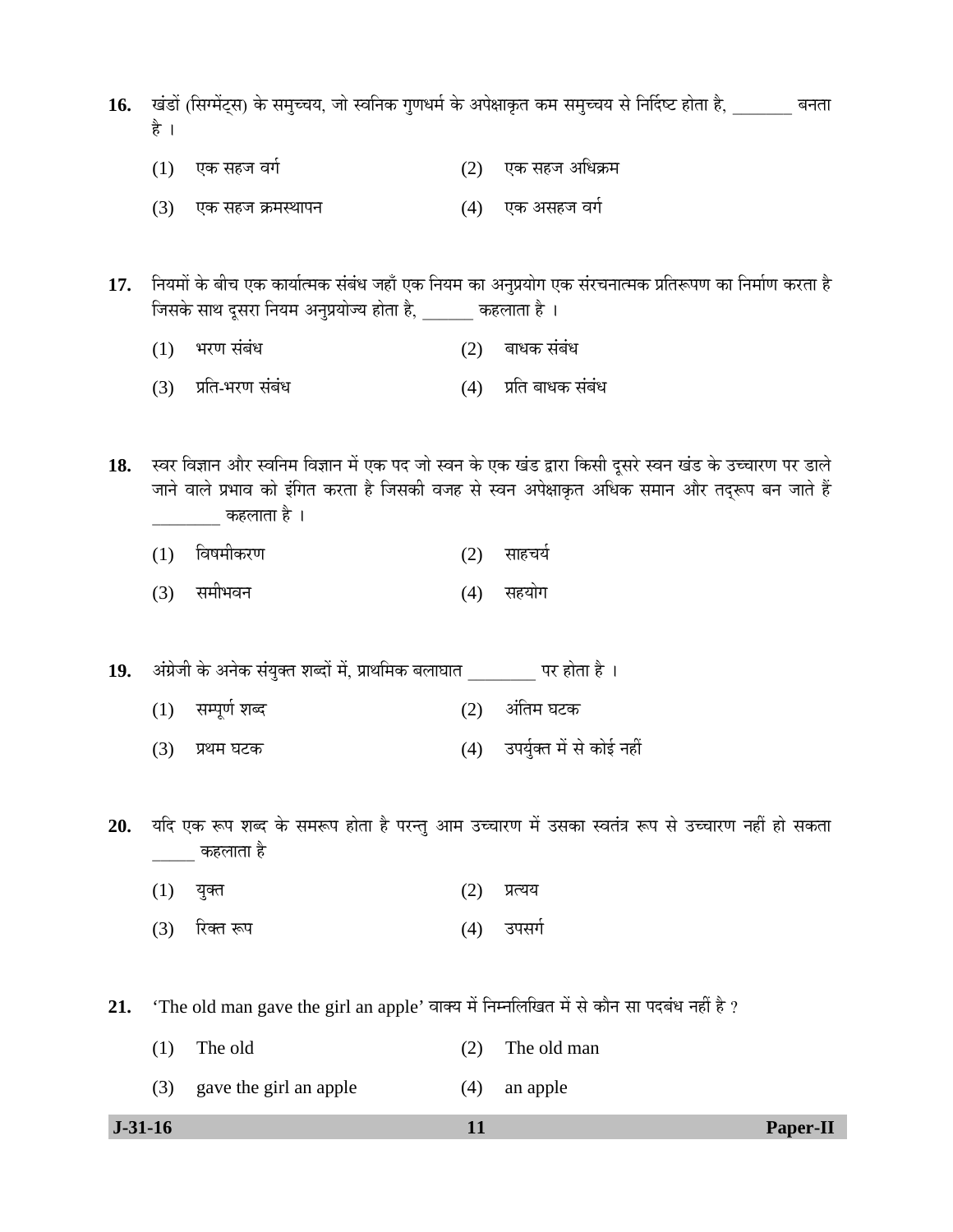16. खंडों (सिग्मेंट्स) के समुच्चय, जो स्वनिक गुणधर्म के अपेक्षाकृत कम समुच्चय से निर्दिष्ट होता है, _______ बनता है ।

(1) एक सहज वर्ग
(2) एक सहज अधिक्रम
(3) एक सहज क्रमस्थापन
(4) एक असहज वर्ग

17. नियमों के बीच एक कार्यात्मक संबंध जहाँ एक नियम का अनुप्रयोग एक संरचनात्मक प्रतिरूपण का निर्माण करता है जिसके साथ दूसरा नियम अनुप्रयोज्य होता है, ______ कहलाता है ।

(1) भरण संबंध
(2) बाधक संबंध
(3) प्रति-भरण संबंध
(4) प्रति बाधक संबंध

18. स्वर विज्ञान और स्वनिम विज्ञान में एक पद जो स्वन के एक खंड द्वारा किसी दूसरे स्वन खंड के उच्चारण पर डाले जाने वाले प्रभाव को इंगित करता है जिसकी वजह से स्वन अपेक्षाकृत अधिक समान और तद्रूप बन जाते हैं ________ कहलाता है ।

(1) विषमीकरण
(2) साहचर्य
(3) समीभवन
(4) सहयोग

19. अंग्रेजी के अनेक संयुक्त शब्दों में, प्राथमिक बलाघात ________ पर होता है ।

(1) सम्पूर्ण शब्द
(2) अंतिम घटक
(3) प्रथम घटक
(4) उपर्युक्त में से कोई नहीं

20. यदि एक रूप शब्द के समरूप होता है परन्तु आम उच्चारण में उसका स्वतंत्र रूप से उच्चारण नहीं हो सकता _____ कहलाता है

(1) युक्त
(2) प्रत्यय
(3) रिक्त रूप
(4) उपसर्ग

21. 'The old man gave the girl an apple' वाक्य में निम्नलिखित में से कौन सा पदबंध नहीं है ?

(1) The old
(2) The old man
(3) gave the girl an apple
(4) an apple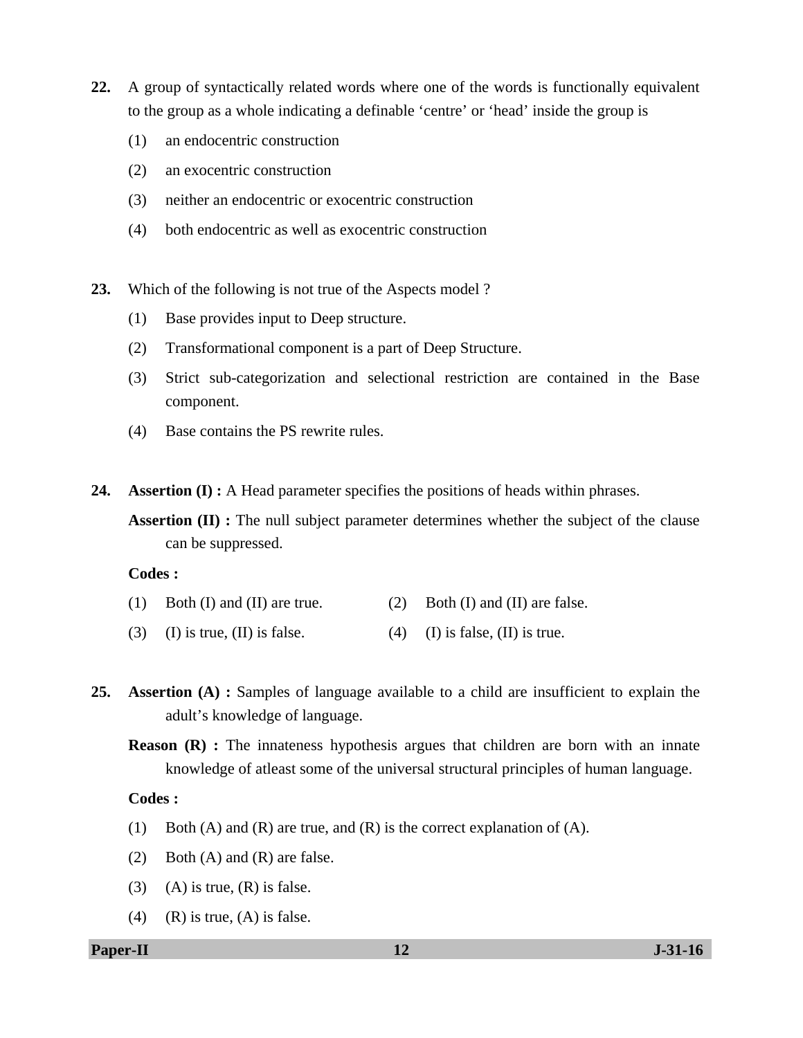**22.** A group of syntactically related words where one of the words is functionally equivalent to the group as a whole indicating a definable 'centre' or 'head' inside the group is

(1) an endocentric construction

(2) an exocentric construction

(3) neither an endocentric or exocentric construction

(4) both endocentric as well as exocentric construction

**23.** Which of the following is not true of the Aspects model ?

(1) Base provides input to Deep structure.

(2) Transformational component is a part of Deep Structure.

(3) Strict sub-categorization and selectional restriction are contained in the Base component.

(4) Base contains the PS rewrite rules.

**24.** **Assertion (I) :** A Head parameter specifies the positions of heads within phrases.

**Assertion (II) :** The null subject parameter determines whether the subject of the clause can be suppressed.

**Codes :**

(1) Both (I) and (II) are true.

(2) Both (I) and (II) are false.

(3) (I) is true, (II) is false.

(4) (I) is false, (II) is true.

**25.** **Assertion (A) :** Samples of language available to a child are insufficient to explain the adult's knowledge of language.

**Reason (R) :** The innateness hypothesis argues that children are born with an innate knowledge of atleast some of the universal structural principles of human language.

**Codes :**

(1) Both (A) and (R) are true, and (R) is the correct explanation of (A).

(2) Both (A) and (R) are false.

(3) (A) is true, (R) is false.

(4) (R) is true, (A) is false.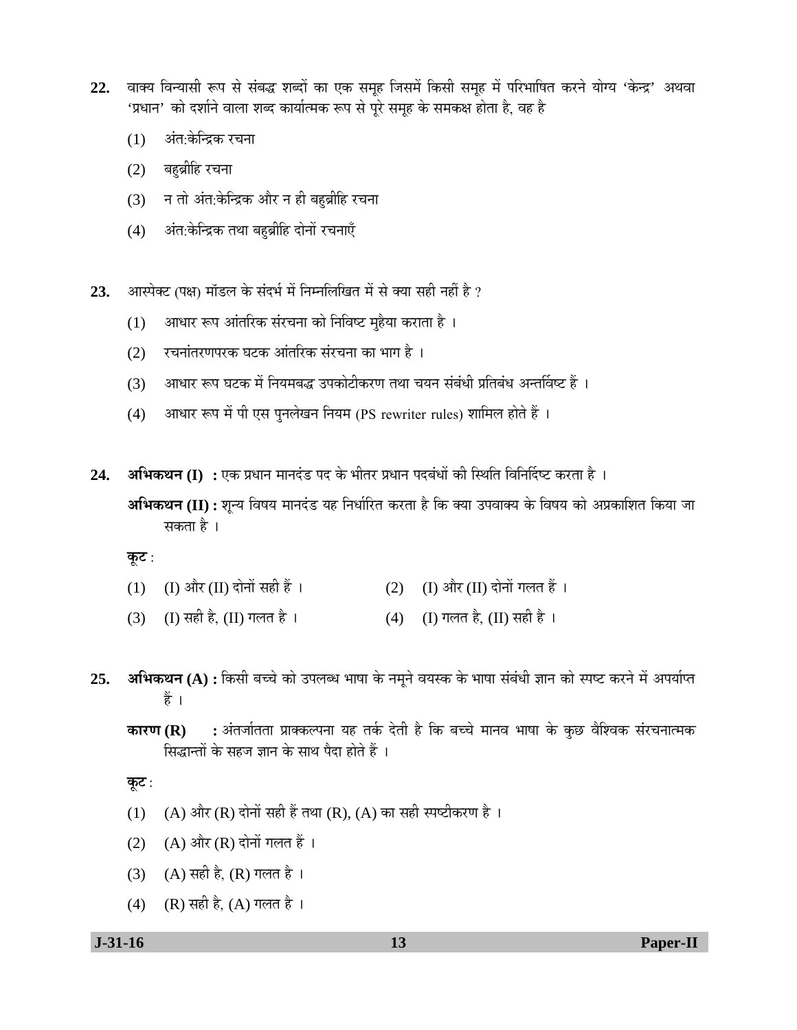22. वाक्य विन्यासी रूप से संबद्ध शब्दों का एक समूह जिसमें किसी समूह में परिभाषित करने योग्य 'केन्द्र' अथवा 'प्रधान' को दर्शाने वाला शब्द कार्यात्मक रूप से पूरे समूह के समकक्ष होता है, वह है

   (1) अंत:केन्द्रिक रचना

   (2) बहुव्रीहि रचना

   (3) न तो अंत:केन्द्रिक और न ही बहुव्रीहि रचना

   (4) अंत:केन्द्रिक तथा बहुव्रीहि दोनों रचनाएँ

23. आस्पेक्ट (पक्ष) मॉडल के संदर्भ में निम्नलिखित में से क्या सही नहीं है ?

   (1) आधार रूप आंतरिक संरचना को निविष्ट मुहैया कराता है ।

   (2) रचनांतरणपरक घटक आंतरिक संरचना का भाग है ।

   (3) आधार रूप घटक में नियमबद्ध उपकोटीकरण तथा चयन संबंधी प्रतिबंध अन्तर्विष्ट हैं ।

   (4) आधार रूप में पी एस पुनर्लेखन नियम (PS rewriter rules) शामिल होते हैं ।

24. **अभिकथन (I) :** एक प्रधान मानदंड पद के भीतर प्रधान पदबंधों की स्थिति विनिर्दिष्ट करता है ।

   **अभिकथन (II) :** शून्य विषय मानदंड यह निर्धारित करता है कि क्या उपवाक्य के विषय को अप्रकाशित किया जा सकता है ।

   **कूट :**

   (1) (I) और (II) दोनों सही हैं ।

   (2) (I) और (II) दोनों गलत हैं ।

   (3) (I) सही है, (II) गलत है ।

   (4) (I) गलत है, (II) सही है ।

25. **अभिकथन (A) :** किसी बच्चे को उपलब्ध भाषा के नमूने वयस्क के भाषा संबंधी ज्ञान को स्पष्ट करने में अपर्याप्त हैं ।

   **कारण (R) :** अंतर्जातता प्राक्कल्पना यह तर्क देती है कि बच्चे मानव भाषा के कुछ वैश्विक संरचनात्मक सिद्धान्तों के सहज ज्ञान के साथ पैदा होते हैं ।

   **कूट :**

   (1) (A) और (R) दोनों सही हैं तथा (R), (A) का सही स्पष्टीकरण है ।

   (2) (A) और (R) दोनों गलत हैं ।

   (3) (A) सही है, (R) गलत है ।

   (4) (R) सही है, (A) गलत है ।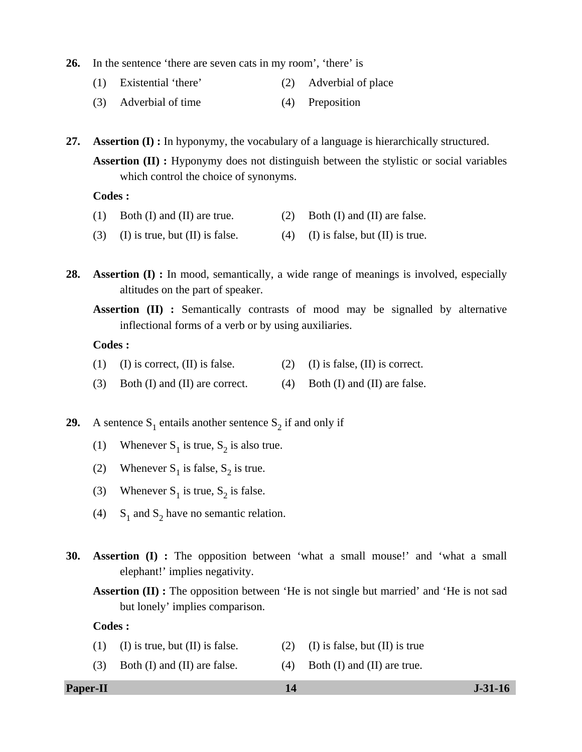**26.** In the sentence 'there are seven cats in my room', 'there' is

(1) Existential 'there'
(2) Adverbial of place
(3) Adverbial of time
(4) Preposition

**27.** **Assertion (I) :** In hyponymy, the vocabulary of a language is hierarchically structured.

**Assertion (II) :** Hyponymy does not distinguish between the stylistic or social variables which control the choice of synonyms.

**Codes :**

(1) Both (I) and (II) are true.
(2) Both (I) and (II) are false.
(3) (I) is true, but (II) is false.
(4) (I) is false, but (II) is true.

**28.** **Assertion (I) :** In mood, semantically, a wide range of meanings is involved, especially altitudes on the part of speaker.

**Assertion (II) :** Semantically contrasts of mood may be signalled by alternative inflectional forms of a verb or by using auxiliaries.

**Codes :**

(1) (I) is correct, (II) is false.
(2) (I) is false, (II) is correct.
(3) Both (I) and (II) are correct.
(4) Both (I) and (II) are false.

**29.** A sentence $S_1$ entails another sentence $S_2$ if and only if

(1) Whenever $S_1$ is true, $S_2$ is also true.
(2) Whenever $S_1$ is false, $S_2$ is true.
(3) Whenever $S_1$ is true, $S_2$ is false.
(4) $S_1$ and $S_2$ have no semantic relation.

**30.** **Assertion (I) :** The opposition between 'what a small mouse!' and 'what a small elephant!' implies negativity.

**Assertion (II) :** The opposition between 'He is not single but married' and 'He is not sad but lonely' implies comparison.

**Codes :**

(1) (I) is true, but (II) is false.
(2) (I) is false, but (II) is true
(3) Both (I) and (II) are false.
(4) Both (I) and (II) are true.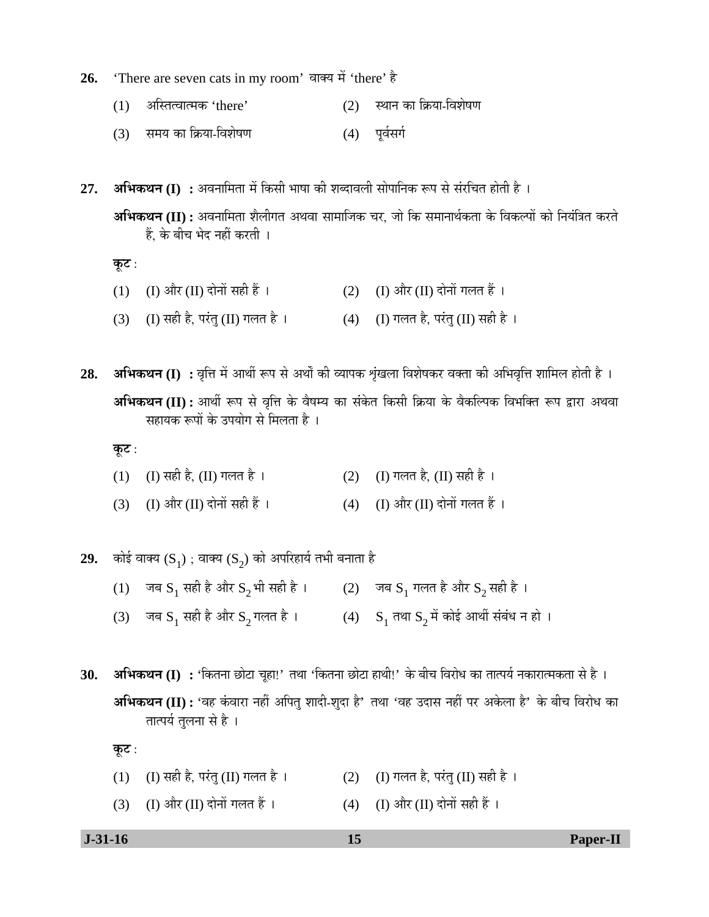**26.** ‘There are seven cats in my room’ वाक्य में ‘there’ है

(1) अस्तित्वात्मक ‘there’ (2) स्थान का क्रिया-विशेषण

(3) समय का क्रिया-विशेषण (4) पूर्वसर्ग

**27.** **अभिकथन (I) :** अवनामिता में किसी भाषा की शब्दावली सोपानिक रूप से संरचित होती है ।

**अभिकथन (II) :** अवनामिता शैलीगत अथवा सामाजिक चर, जो कि समानार्थकता के विकल्पों को नियंत्रित करते हैं, के बीच भेद नहीं करती ।

**कूट** :

(1) (I) और (II) दोनों सही हैं । (2) (I) और (II) दोनों गलत हैं ।

(3) (I) सही है, परंतु (II) गलत है । (4) (I) गलत है, परंतु (II) सही है ।

**28.** **अभिकथन (I) :** वृत्ति में आर्थी रूप से अर्थों की व्यापक शृंखला विशेषकर वक्ता की अभिवृत्ति शामिल होती है ।

**अभिकथन (II) :** आर्थी रूप से वृत्ति के वैषम्य का संकेत किसी क्रिया के वैकल्पिक विभक्ति रूप द्वारा अथवा सहायक रूपों के उपयोग से मिलता है ।

**कूट** :

(1) (I) सही है, (II) गलत है । (2) (I) गलत है, (II) सही है ।

(3) (I) और (II) दोनों सही हैं । (4) (I) और (II) दोनों गलत हैं ।

**29.** कोई वाक्य ($S_1$) ; वाक्य ($S_2$) को अपरिहार्य तभी बनाता है

(1) जब $S_1$ सही है और $S_2$ भी सही है । (2) जब $S_1$ गलत है और $S_2$ सही है ।

(3) जब $S_1$ सही है और $S_2$ गलत है । (4) $S_1$ तथा $S_2$ में कोई आर्थी संबंध न हो ।

**30.** **अभिकथन (I) :** ‘कितना छोटा चूहा!’ तथा ‘कितना छोटा हाथी!’ के बीच विरोध का तात्पर्य नकारात्मकता से है ।

**अभिकथन (II) :** ‘वह कंवारा नहीं अपितु शादी-शुदा है’ तथा ‘वह उदास नहीं पर अकेला है’ के बीच विरोध का तात्पर्य तुलना से है ।

**कूट** :

(1) (I) सही है, परंतु (II) गलत है । (2) (I) गलत है, परंतु (II) सही है ।

(3) (I) और (II) दोनों गलत हैं । (4) (I) और (II) दोनों सही हैं ।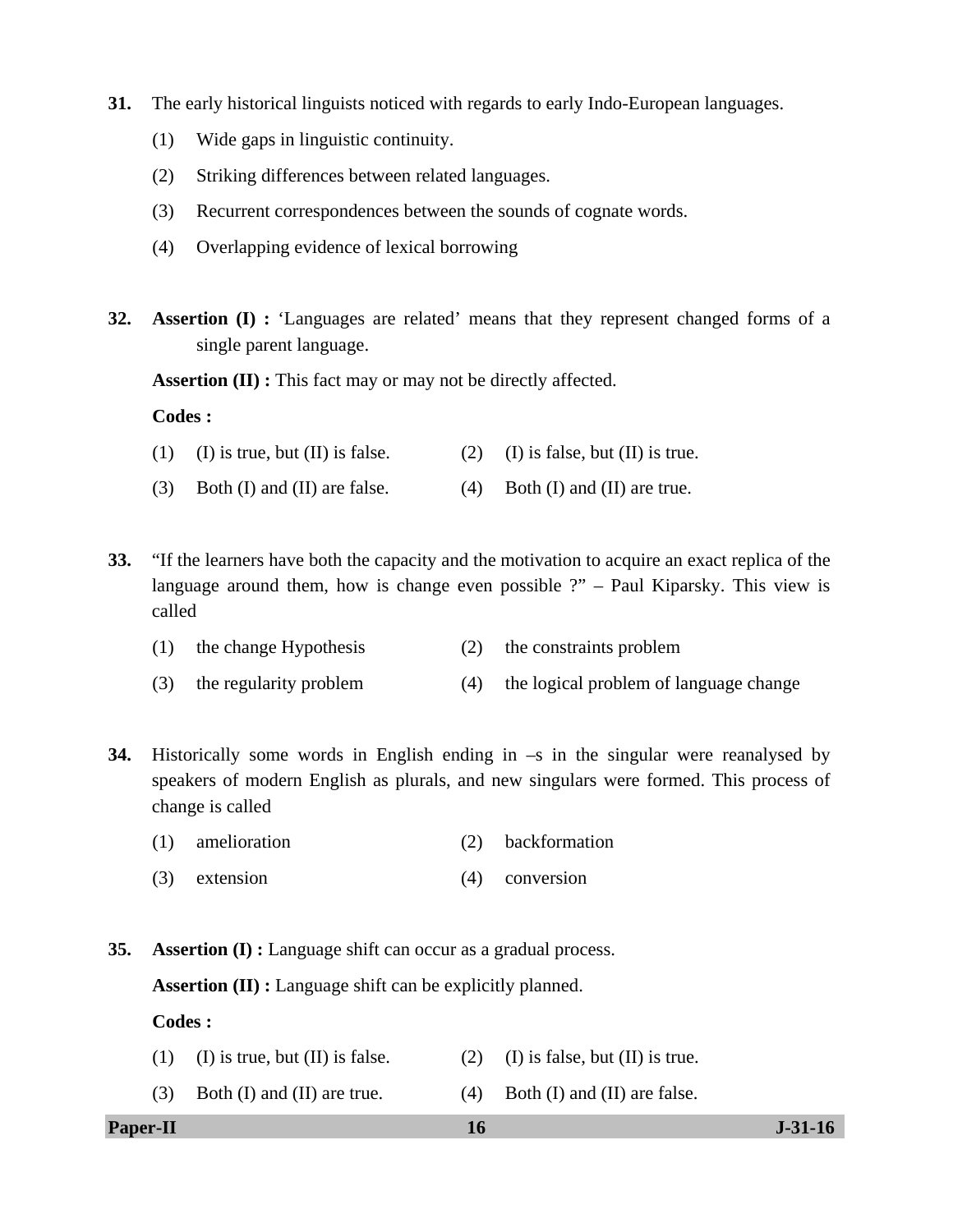**31.** The early historical linguists noticed with regards to early Indo-European languages.

(1) Wide gaps in linguistic continuity.

(2) Striking differences between related languages.

(3) Recurrent correspondences between the sounds of cognate words.

(4) Overlapping evidence of lexical borrowing

**32.** **Assertion (I) :** 'Languages are related' means that they represent changed forms of a single parent language.

**Assertion (II) :** This fact may or may not be directly affected.

**Codes :**

(1) (I) is true, but (II) is false.

(2) (I) is false, but (II) is true.

(3) Both (I) and (II) are false.

(4) Both (I) and (II) are true.

**33.** "If the learners have both the capacity and the motivation to acquire an exact replica of the language around them, how is change even possible ?" – Paul Kiparsky. This view is called

(1) the change Hypothesis

(2) the constraints problem

(3) the regularity problem

(4) the logical problem of language change

**34.** Historically some words in English ending in –s in the singular were reanalysed by speakers of modern English as plurals, and new singulars were formed. This process of change is called

(1) amelioration

(2) backformation

(3) extension

(4) conversion

**35.** **Assertion (I) :** Language shift can occur as a gradual process.

**Assertion (II) :** Language shift can be explicitly planned.

**Codes :**

(1) (I) is true, but (II) is false.

(2) (I) is false, but (II) is true.

(3) Both (I) and (II) are true.

(4) Both (I) and (II) are false.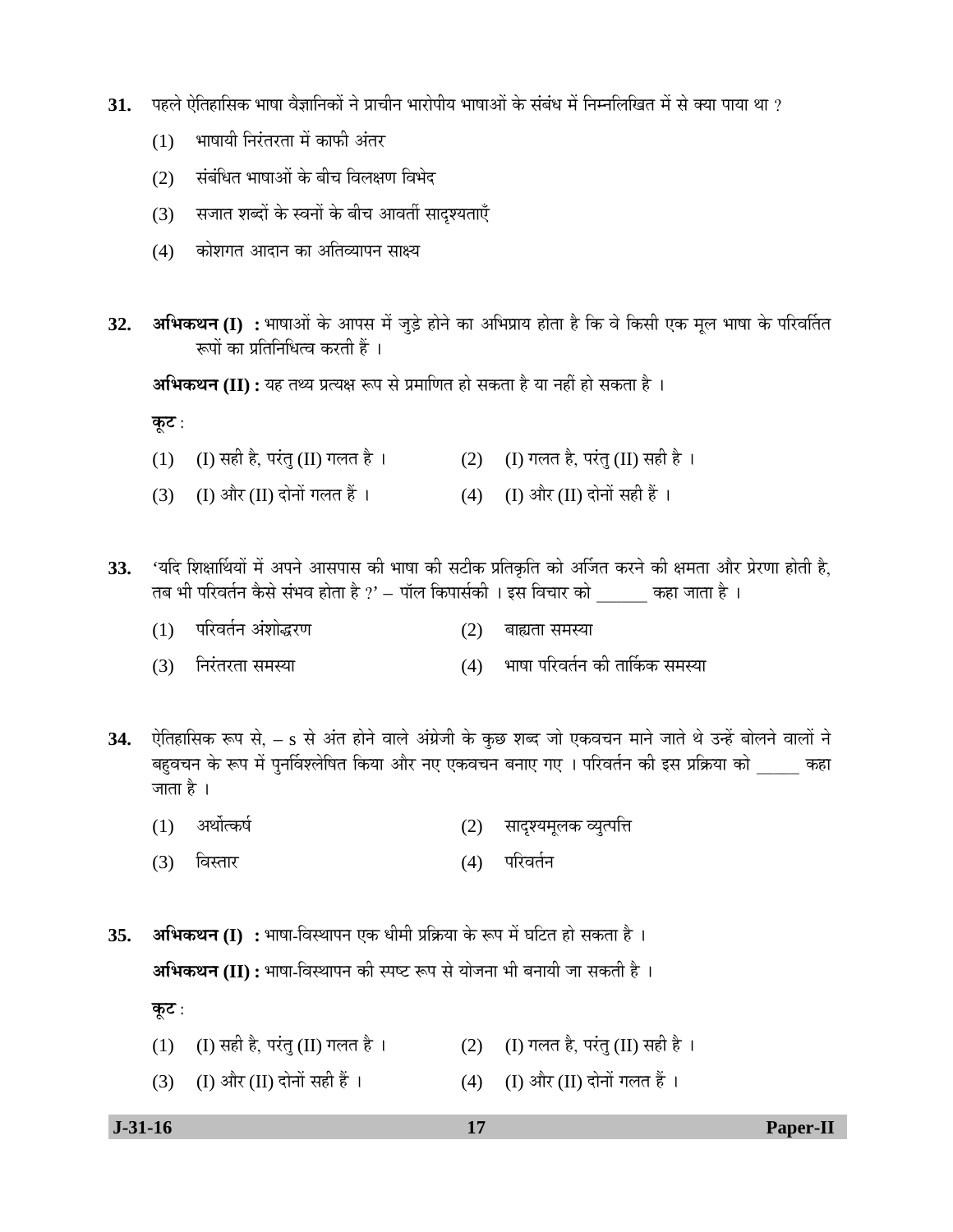**31.** पहले ऐतिहासिक भाषा वैज्ञानिकों ने प्राचीन भारोपीय भाषाओं के संबंध में निम्नलिखित में से क्या पाया था ?

(1) भाषायी निरंतरता में काफी अंतर

(2) संबंधित भाषाओं के बीच विलक्षण विभेद

(3) सजात शब्दों के स्वनों के बीच आवर्ती सादृश्यताएँ

(4) कोशगत आदान का अतिव्यापन साक्ष्य

**32.** **अभिकथन (I) :** भाषाओं के आपस में जुड़े होने का अभिप्राय होता है कि वे किसी एक मूल भाषा के परिवर्तित रूपों का प्रतिनिधित्व करती हैं ।

**अभिकथन (II) :** यह तथ्य प्रत्यक्ष रूप से प्रमाणित हो सकता है या नहीं हो सकता है ।

**कूट :**

(1) (I) सही है, परंतु (II) गलत है ।

(2) (I) गलत है, परंतु (II) सही है ।

(3) (I) और (II) दोनों गलत हैं ।

(4) (I) और (II) दोनों सही हैं ।

**33.** 'यदि शिक्षार्थियों में अपने आसपास की भाषा की सटीक प्रतिकृति को अर्जित करने की क्षमता और प्रेरणा होती है, तब भी परिवर्तन कैसे संभव होता है ?' – पॉल किपार्सकी । इस विचार को ______ कहा जाता है ।

(1) परिवर्तन अंशोद्धरण

(2) बाह्यता समस्या

(3) निरंतरता समस्या

(4) भाषा परिवर्तन की तार्किक समस्या

**34.** ऐतिहासिक रूप से, – s से अंत होने वाले अंग्रेजी के कुछ शब्द जो एकवचन माने जाते थे उन्हें बोलने वालों ने बहुवचन के रूप में पुनर्विश्लेषित किया और नए एकवचन बनाए गए । परिवर्तन की इस प्रक्रिया को _____ कहा जाता है ।

(1) अर्थोत्कर्ष

(2) सादृश्यमूलक व्युत्पत्ति

(3) विस्तार

(4) परिवर्तन

**35.** **अभिकथन (I) :** भाषा-विस्थापन एक धीमी प्रक्रिया के रूप में घटित हो सकता है ।

**अभिकथन (II) :** भाषा-विस्थापन की स्पष्ट रूप से योजना भी बनायी जा सकती है ।

**कूट :**

(1) (I) सही है, परंतु (II) गलत है ।

(2) (I) गलत है, परंतु (II) सही है ।

(3) (I) और (II) दोनों सही हैं ।

(4) (I) और (II) दोनों गलत हैं ।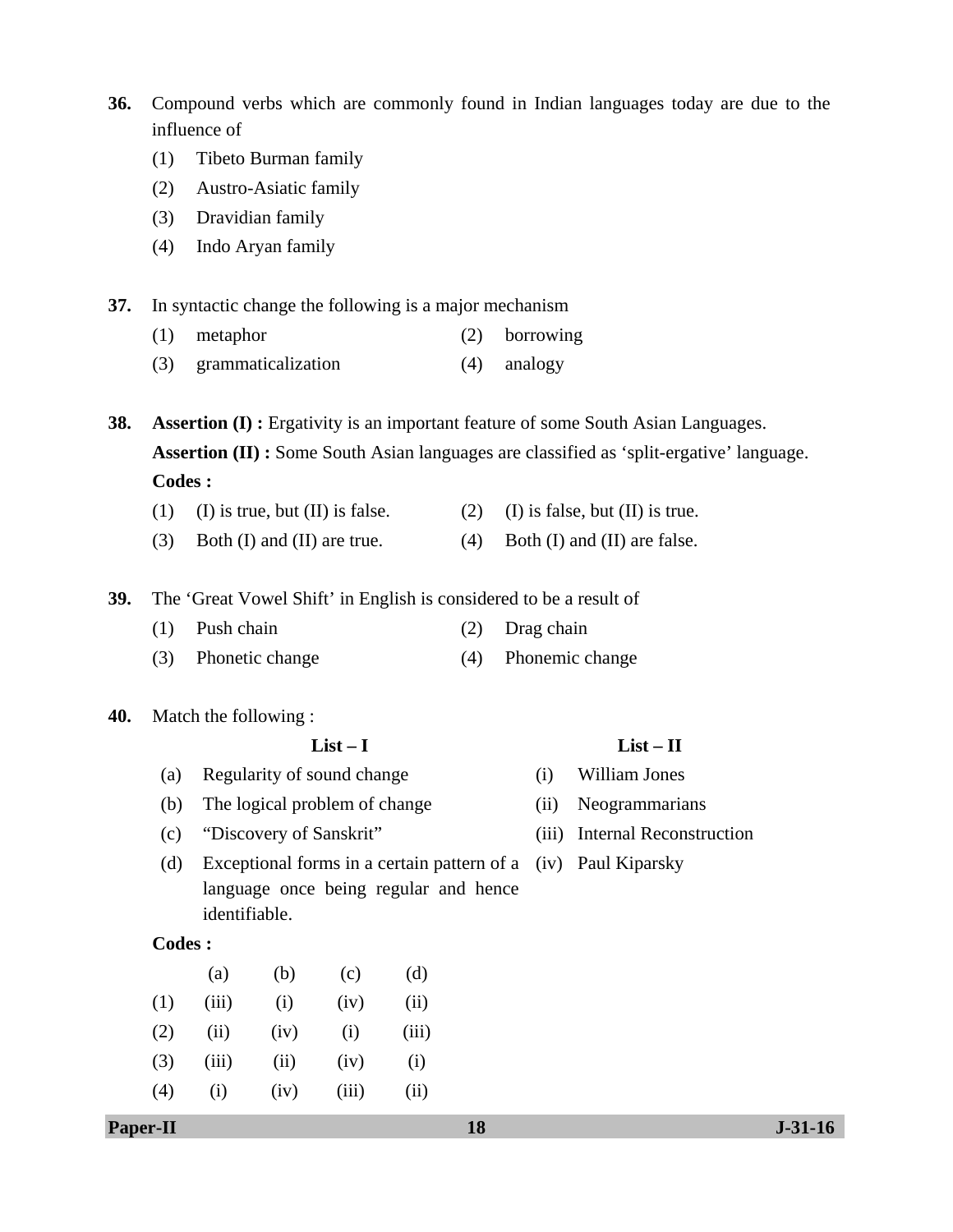**36.** Compound verbs which are commonly found in Indian languages today are due to the influence of

(1) Tibeto Burman family

(2) Austro-Asiatic family

(3) Dravidian family

(4) Indo Aryan family

**37.** In syntactic change the following is a major mechanism

(1) metaphor

(2) borrowing

(3) grammaticalization

(4) analogy

**38.** **Assertion (I) :** Ergativity is an important feature of some South Asian Languages.

**Assertion (II) :** Some South Asian languages are classified as 'split-ergative' language.

**Codes :**

(1) (I) is true, but (II) is false.

(2) (I) is false, but (II) is true.

(3) Both (I) and (II) are true.

(4) Both (I) and (II) are false.

**39.** The 'Great Vowel Shift' in English is considered to be a result of

(1) Push chain

(2) Drag chain

(3) Phonetic change

(4) Phonemic change

**40.** Match the following :

| | List – I | | List – II |
|---|---|---|---|
| (a) | Regularity of sound change | (i) | William Jones |
| (b) | The logical problem of change | (ii) | Neogrammarians |
| (c) | "Discovery of Sanskrit" | (iii) | Internal Reconstruction |
| (d) | Exceptional forms in a certain pattern of a language once being regular and hence identifiable. | (iv) | Paul Kiparsky |

**Codes :**

| | (a) | (b) | (c) | (d) |
|---|---|---|---|---|
| (1) | (iii) | (i) | (iv) | (ii) |
| (2) | (ii) | (iv) | (i) | (iii) |
| (3) | (iii) | (ii) | (iv) | (i) |
| (4) | (i) | (iv) | (iii) | (ii) |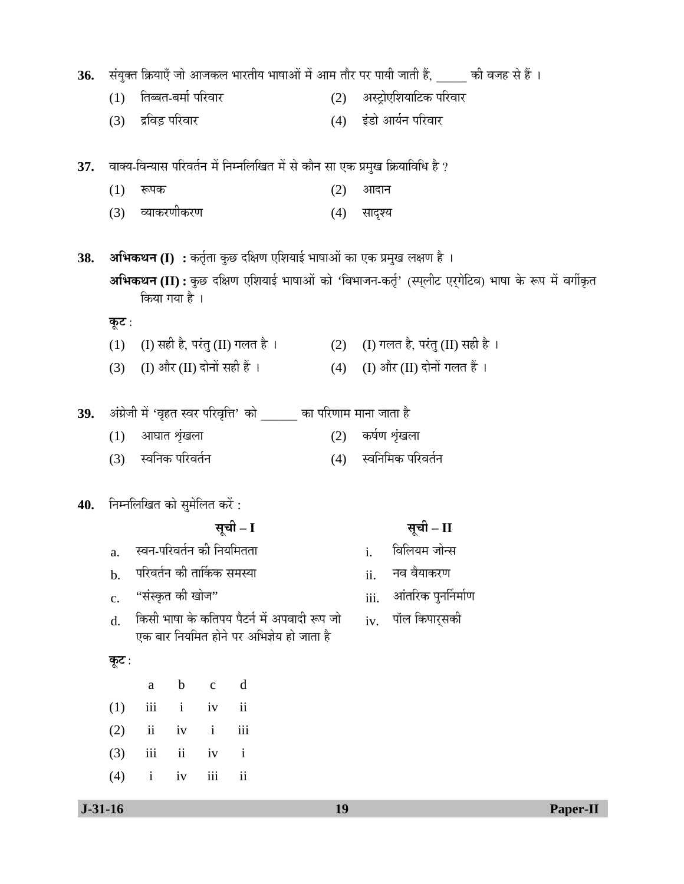**36.** संयुक्त क्रियाएँ जो आजकल भारतीय भाषाओं में आम तौर पर पायी जाती हैं, _____ की वजह से हैं ।

(1) तिब्बत-बर्मा परिवार
(2) अस्ट्रोएशियाटिक परिवार
(3) द्रविड़ परिवार
(4) इंडो आर्यन परिवार

**37.** वाक्य-विन्यास परिवर्तन में निम्नलिखित में से कौन सा एक प्रमुख क्रियाविधि है ?

(1) रूपक
(2) आदान
(3) व्याकरणीकरण
(4) सादृश्य

**38.** **अभिकथन (I) :** कर्तृता कुछ दक्षिण एशियाई भाषाओं का एक प्रमुख लक्षण है ।

**अभिकथन (II) :** कुछ दक्षिण एशियाई भाषाओं को 'विभाजन-कर्तृ' (स्प्लीट एर्गेटिव) भाषा के रूप में वर्गीकृत किया गया है ।

**कूट :**

(1) (I) सही है, परंतु (II) गलत है ।
(2) (I) गलत है, परंतु (II) सही है ।
(3) (I) और (II) दोनों सही हैं ।
(4) (I) और (II) दोनों गलत हैं ।

**39.** अंग्रेजी में 'वृहत स्वर परिवृत्ति' को ______ का परिणाम माना जाता है

(1) आघात शृंखला
(2) कर्षण शृंखला
(3) स्वनिक परिवर्तन
(4) स्वनिमिक परिवर्तन

**40.** निम्नलिखित को सुमेलित करें :

| | सूची – I | | सूची – II |
|---|---|---|---|
| a. | स्वन-परिवर्तन की नियमितता | i. | विलियम जोन्स |
| b. | परिवर्तन की तार्किक समस्या | ii. | नव वैयाकरण |
| c. | "संस्कृत की खोज" | iii. | आंतरिक पुनर्निर्माण |
| d. | किसी भाषा के कतिपय पैटर्न में अपवादी रूप जो एक बार नियमित होने पर अभिज्ञेय हो जाता है | iv. | पॉल किपार्सकी |

**कूट :**

| | a | b | c | d |
|---|---|---|---|---|
| (1) | iii | i | iv | ii |
| (2) | ii | iv | i | iii |
| (3) | iii | ii | iv | i |
| (4) | i | iv | iii | ii |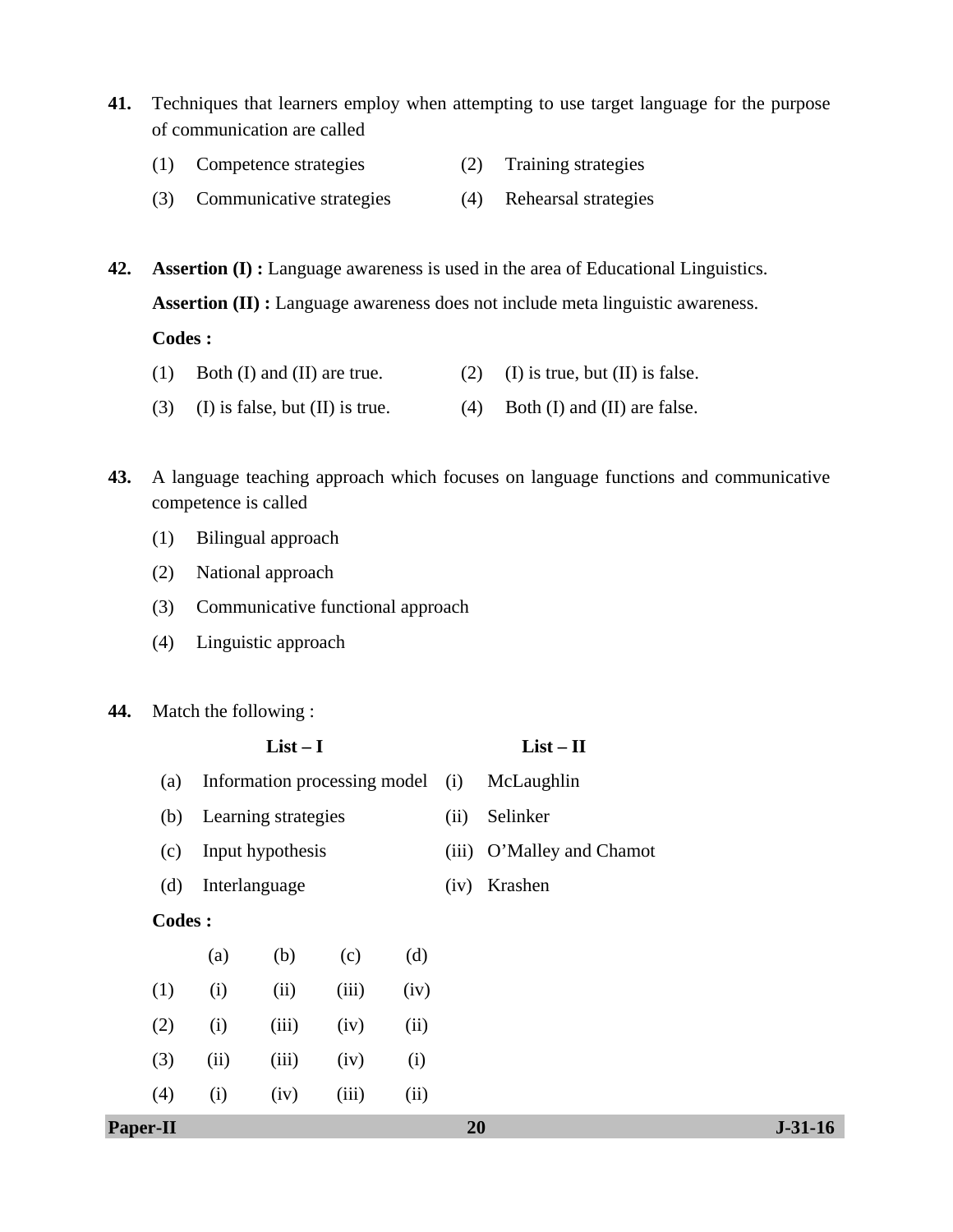**41.** Techniques that learners employ when attempting to use target language for the purpose of communication are called

(1) Competence strategies (2) Training strategies

(3) Communicative strategies (4) Rehearsal strategies

**42.** **Assertion (I) :** Language awareness is used in the area of Educational Linguistics.

**Assertion (II) :** Language awareness does not include meta linguistic awareness.

**Codes :**

(1) Both (I) and (II) are true. (2) (I) is true, but (II) is false.

(3) (I) is false, but (II) is true. (4) Both (I) and (II) are false.

**43.** A language teaching approach which focuses on language functions and communicative competence is called

(1) Bilingual approach

(2) National approach

(3) Communicative functional approach

(4) Linguistic approach

**44.** Match the following :

| | **List – I** | | **List – II** |
|---|---|---|---|
| (a) | Information processing model | (i) | McLaughlin |
| (b) | Learning strategies | (ii) | Selinker |
| (c) | Input hypothesis | (iii) | O'Malley and Chamot |
| (d) | Interlanguage | (iv) | Krashen |

**Codes :**

| | (a) | (b) | (c) | (d) |
|---|---|---|---|---|
| (1) | (i) | (ii) | (iii) | (iv) |
| (2) | (i) | (iii) | (iv) | (ii) |
| (3) | (ii) | (iii) | (iv) | (i) |
| (4) | (i) | (iv) | (iii) | (ii) |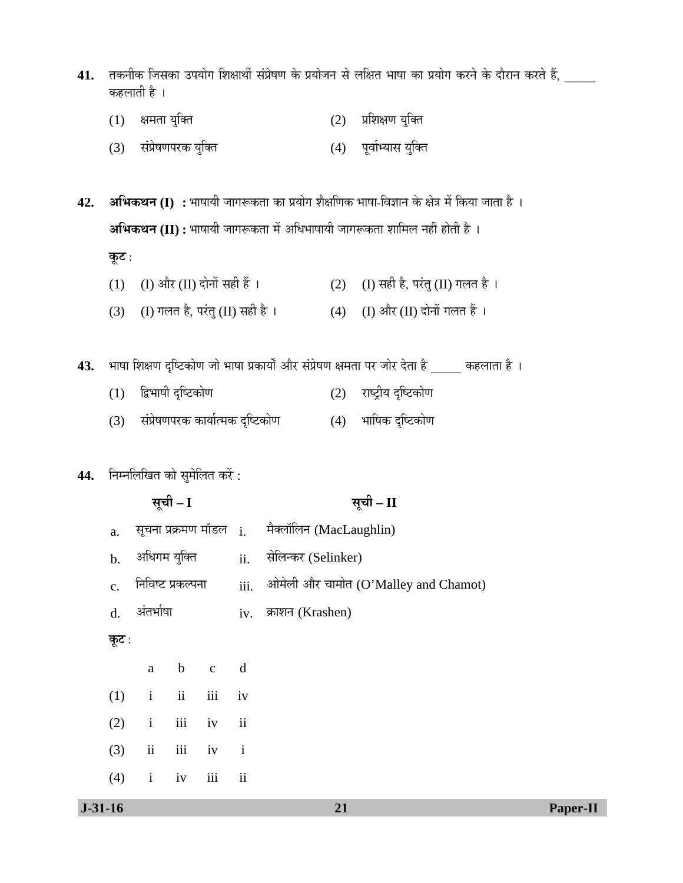41. तकनीक जिसका उपयोग शिक्षार्थी संप्रेषण के प्रयोजन से लक्षित भाषा का प्रयोग करने के दौरान करते हैं, _____ कहलाती है ।

(1) क्षमता युक्ति
(2) प्रशिक्षण युक्ति
(3) संप्रेषणपरक युक्ति
(4) पूर्वाभ्यास युक्ति

42. **अभिकथन (I) :** भाषायी जागरूकता का प्रयोग शैक्षणिक भाषा-विज्ञान के क्षेत्र में किया जाता है ।

**अभिकथन (II) :** भाषायी जागरूकता में अधिभाषायी जागरूकता शामिल नहीं होती है ।

**कूट :**

(1) (I) और (II) दोनों सही हैं ।
(2) (I) सही है, परंतु (II) गलत है ।
(3) (I) गलत है, परंतु (II) सही है ।
(4) (I) और (II) दोनों गलत हैं ।

43. भाषा शिक्षण दृष्टिकोण जो भाषा प्रकार्यों और संप्रेषण क्षमता पर जोर देता है _____ कहलाता है ।

(1) द्विभाषी दृष्टिकोण
(2) राष्ट्रीय दृष्टिकोण
(3) संप्रेषणपरक कार्यात्मक दृष्टिकोण
(4) भाषिक दृष्टिकोण

44. निम्नलिखित को सुमेलित करें :

| | सूची – I | | सूची – II |
|---|---|---|---|
| a. | सूचना प्रक्रमण मॉडल | i. | मैक्लॉलिन (MacLaughlin) |
| b. | अधिगम युक्ति | ii. | सेलिन्कर (Selinker) |
| c. | निविष्ट प्रकल्पना | iii. | ओमेली और चामोत (O'Malley and Chamot) |
| d. | अंतर्भाषा | iv. | क्राशन (Krashen) |

**कूट :**

| | a | b | c | d |
|---|---|---|---|---|
| (1) | i | ii | iii | iv |
| (2) | i | iii | iv | ii |
| (3) | ii | iii | iv | i |
| (4) | i | iv | iii | ii |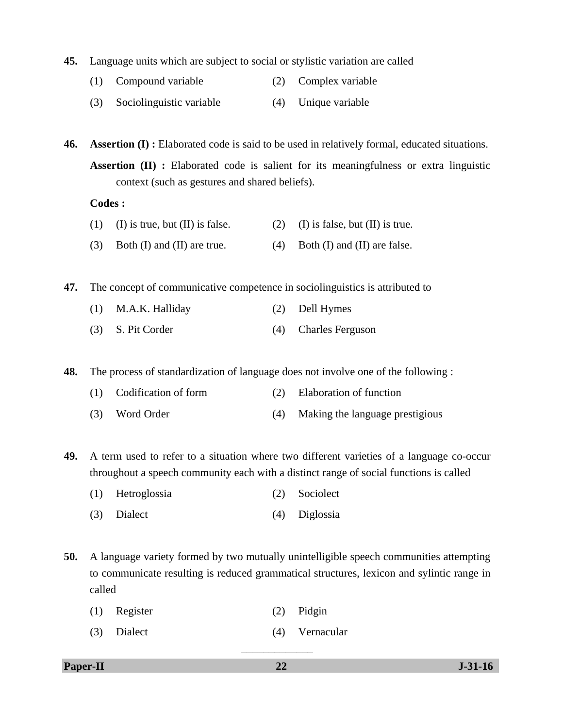**45.** Language units which are subject to social or stylistic variation are called

(1) Compound variable (2) Complex variable

(3) Sociolinguistic variable (4) Unique variable

**46.** **Assertion (I) :** Elaborated code is said to be used in relatively formal, educated situations.

**Assertion (II) :** Elaborated code is salient for its meaningfulness or extra linguistic context (such as gestures and shared beliefs).

**Codes :**

(1) (I) is true, but (II) is false. (2) (I) is false, but (II) is true.

(3) Both (I) and (II) are true. (4) Both (I) and (II) are false.

**47.** The concept of communicative competence in sociolinguistics is attributed to

(1) M.A.K. Halliday (2) Dell Hymes

(3) S. Pit Corder (4) Charles Ferguson

**48.** The process of standardization of language does not involve one of the following :

(1) Codification of form (2) Elaboration of function

(3) Word Order (4) Making the language prestigious

**49.** A term used to refer to a situation where two different varieties of a language co-occur throughout a speech community each with a distinct range of social functions is called

(1) Hetroglossia (2) Sociolect

(3) Dialect (4) Diglossia

**50.** A language variety formed by two mutually unintelligible speech communities attempting to communicate resulting is reduced grammatical structures, lexicon and sylintic range in called

(1) Register (2) Pidgin

(3) Dialect (4) Vernacular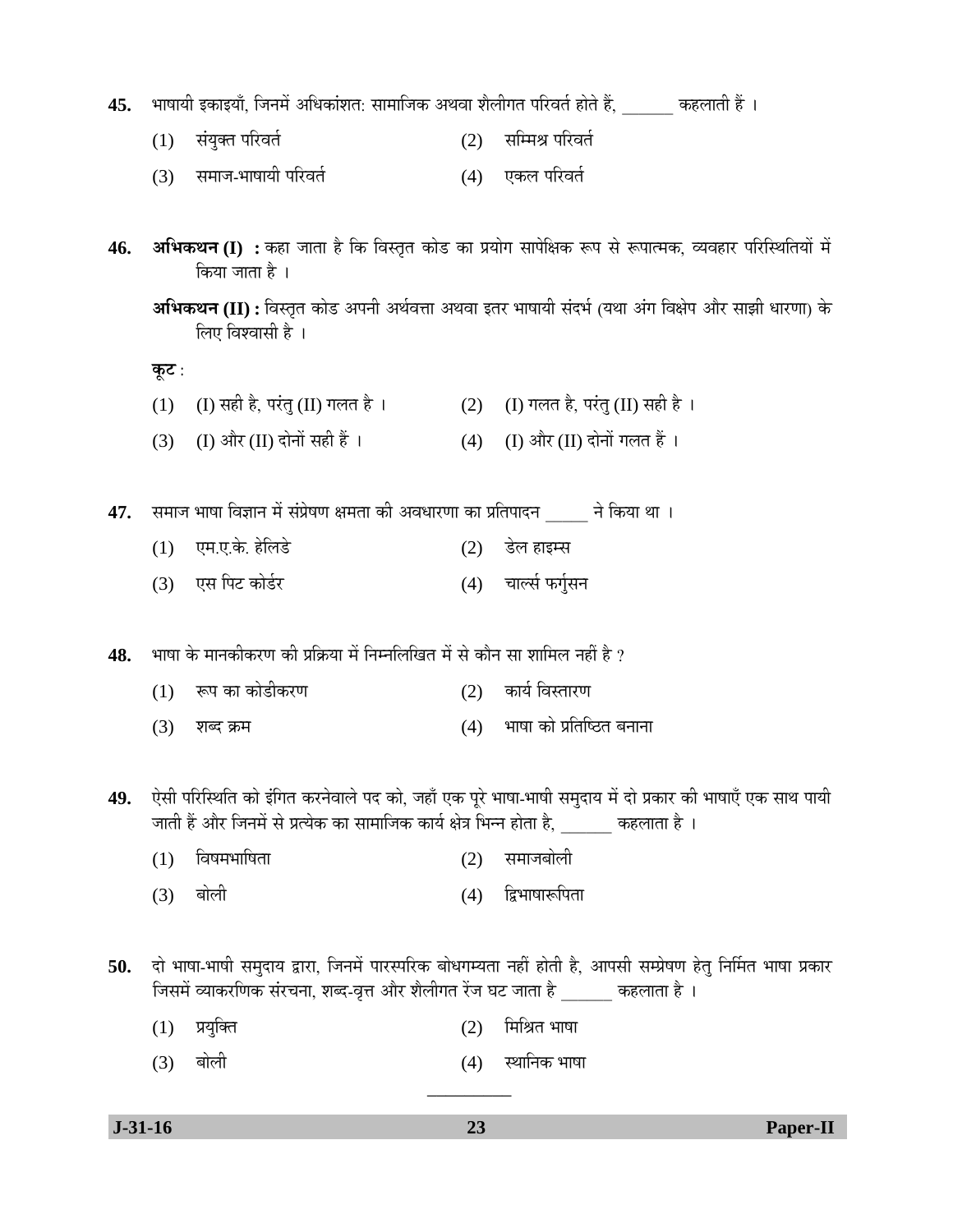**45.** भाषायी इकाइयाँ, जिनमें अधिकांशत: सामाजिक अथवा शैलीगत परिवर्त होते हैं, ______ कहलाती हैं ।

(1) संयुक्त परिवर्त
(2) सम्मिश्र परिवर्त
(3) समाज-भाषायी परिवर्त
(4) एकल परिवर्त

**46.** **अभिकथन (I) :** कहा जाता है कि विस्तृत कोड का प्रयोग सापेक्षिक रूप से रूपात्मक, व्यवहार परिस्थितियों में किया जाता है ।

**अभिकथन (II) :** विस्तृत कोड अपनी अर्थवत्ता अथवा इतर भाषायी संदर्भ (यथा अंग विक्षेप और साझी धारणा) के लिए विश्वासी है ।

**कूट** :

(1) (I) सही है, परंतु (II) गलत है ।
(2) (I) गलत है, परंतु (II) सही है ।
(3) (I) और (II) दोनों सही हैं ।
(4) (I) और (II) दोनों गलत हैं ।

**47.** समाज भाषा विज्ञान में संप्रेषण क्षमता की अवधारणा का प्रतिपादन _____ ने किया था ।

(1) एम.ए.के. हेलिडे
(2) डेल हाइम्स
(3) एस पिट कोर्डर
(4) चार्ल्स फर्गुसन

**48.** भाषा के मानकीकरण की प्रक्रिया में निम्नलिखित में से कौन सा शामिल नहीं है ?

(1) रूप का कोडीकरण
(2) कार्य विस्तारण
(3) शब्द क्रम
(4) भाषा को प्रतिष्ठित बनाना

**49.** ऐसी परिस्थिति को इंगित करनेवाले पद को, जहाँ एक पूरे भाषा-भाषी समुदाय में दो प्रकार की भाषाएँ एक साथ पायी जाती हैं और जिनमें से प्रत्येक का सामाजिक कार्य क्षेत्र भिन्न होता है, ______ कहलाता है ।

(1) विषमभाषिता
(2) समाजबोली
(3) बोली
(4) द्विभाषारूपिता

**50.** दो भाषा-भाषी समुदाय द्वारा, जिनमें पारस्परिक बोधगम्यता नहीं होती है, आपसी सम्प्रेषण हेतु निर्मित भाषा प्रकार जिसमें व्याकरणिक संरचना, शब्द-वृत्त और शैलीगत रेंज घट जाता है ______ कहलाता है ।

(1) प्रयुक्ति
(2) मिश्रित भाषा
(3) बोली
(4) स्थानिक भाषा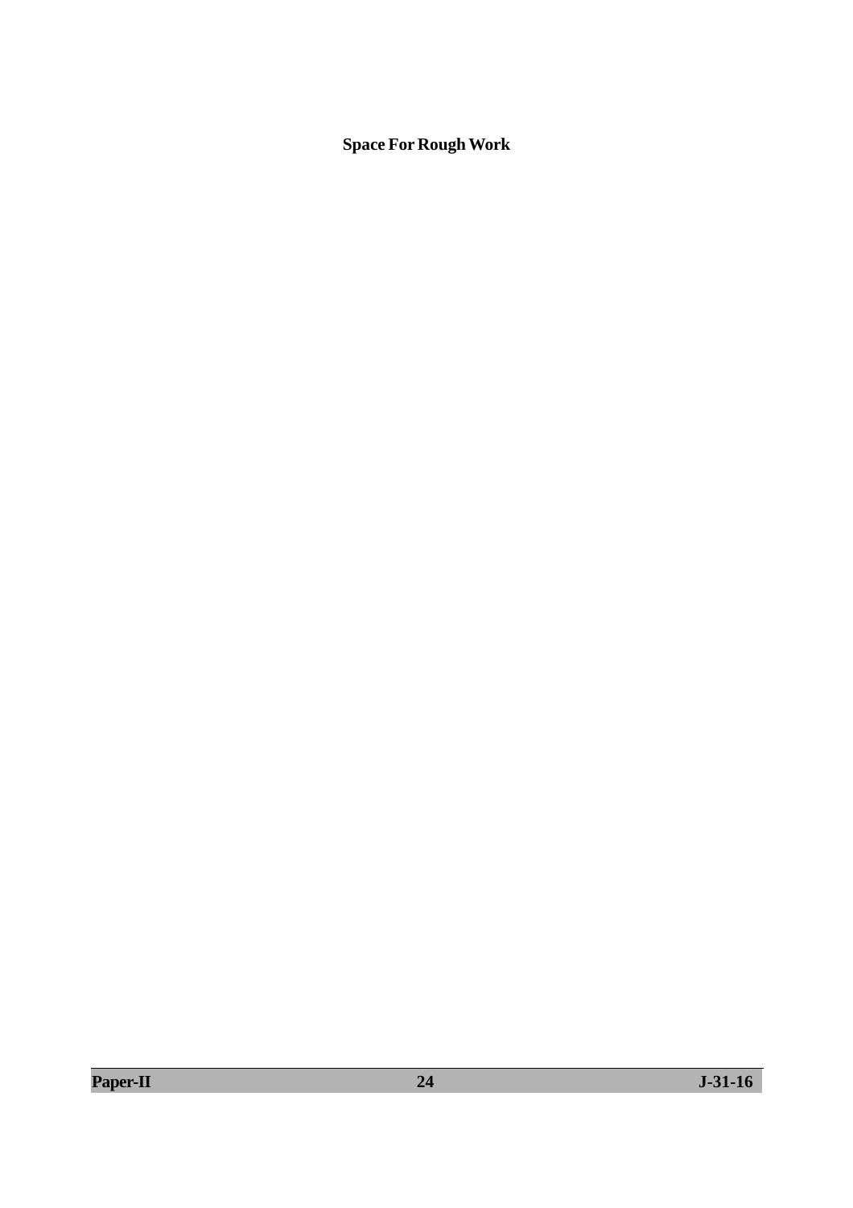**Space For Rough Work**